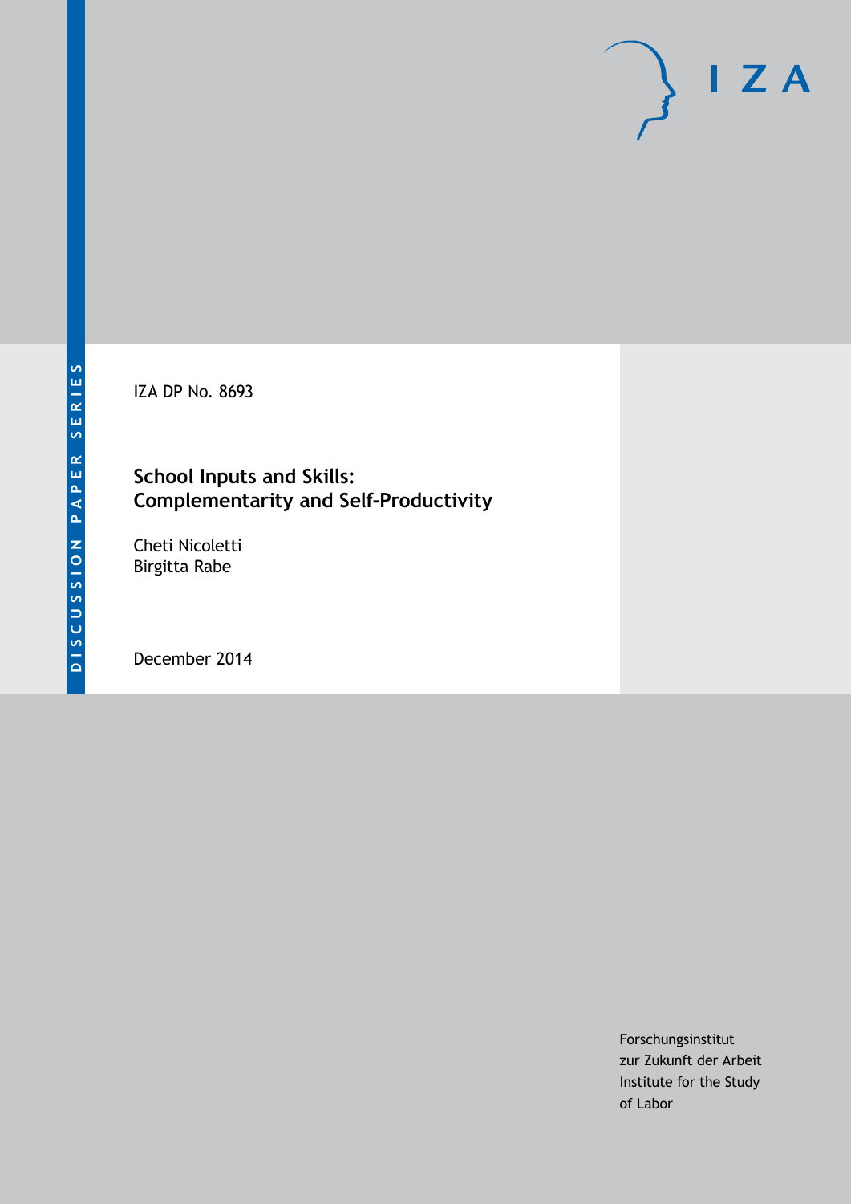DISCUSSION PAPER SERIES

IZA DP No. 8693

# School Inputs and Skills: Complementarity and Self-Productivity

Cheti Nicoletti
Birgitta Rabe

December 2014

Forschungsinstitut
zur Zukunft der Arbeit
Institute for the Study
of Labor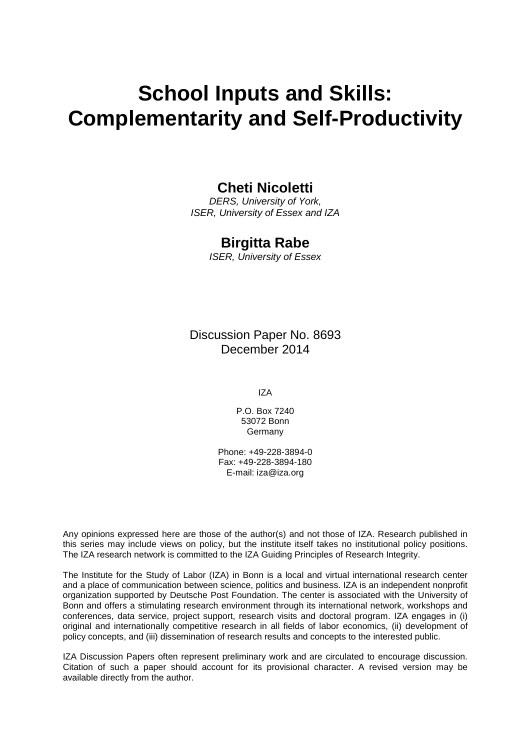# School Inputs and Skills: Complementarity and Self-Productivity

**Cheti Nicoletti**

*DERS, University of York,*
*ISER, University of Essex and IZA*

**Birgitta Rabe**

*ISER, University of Essex*

Discussion Paper No. 8693
December 2014

IZA

P.O. Box 7240
53072 Bonn
Germany

Phone: +49-228-3894-0
Fax: +49-228-3894-180
E-mail: iza@iza.org

Any opinions expressed here are those of the author(s) and not those of IZA. Research published in this series may include views on policy, but the institute itself takes no institutional policy positions. The IZA research network is committed to the IZA Guiding Principles of Research Integrity.

The Institute for the Study of Labor (IZA) in Bonn is a local and virtual international research center and a place of communication between science, politics and business. IZA is an independent nonprofit organization supported by Deutsche Post Foundation. The center is associated with the University of Bonn and offers a stimulating research environment through its international network, workshops and conferences, data service, project support, research visits and doctoral program. IZA engages in (i) original and internationally competitive research in all fields of labor economics, (ii) development of policy concepts, and (iii) dissemination of research results and concepts to the interested public.

IZA Discussion Papers often represent preliminary work and are circulated to encourage discussion. Citation of such a paper should account for its provisional character. A revised version may be available directly from the author.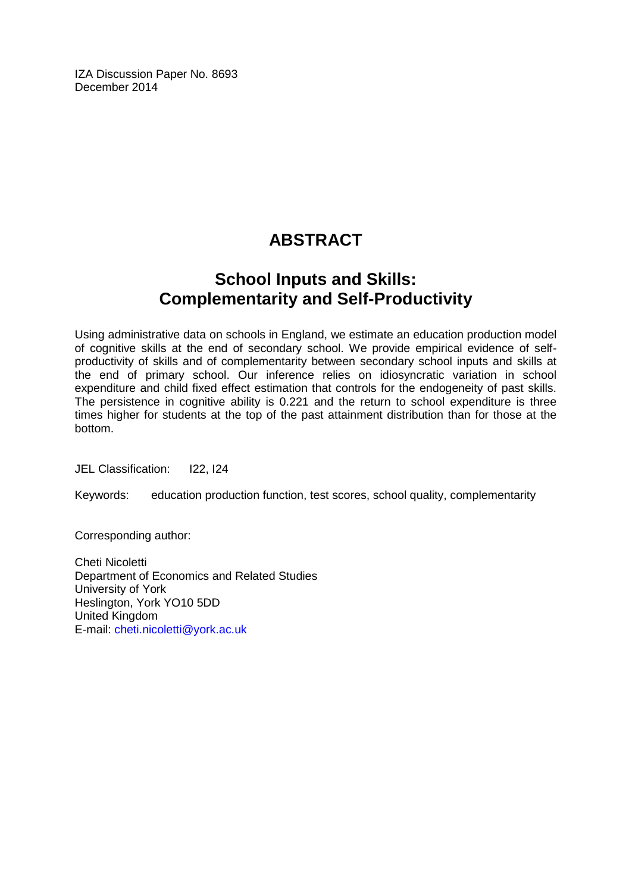IZA Discussion Paper No. 8693
December 2014

# ABSTRACT

## School Inputs and Skills: Complementarity and Self-Productivity

Using administrative data on schools in England, we estimate an education production model of cognitive skills at the end of secondary school. We provide empirical evidence of self-productivity of skills and of complementarity between secondary school inputs and skills at the end of primary school. Our inference relies on idiosyncratic variation in school expenditure and child fixed effect estimation that controls for the endogeneity of past skills. The persistence in cognitive ability is 0.221 and the return to school expenditure is three times higher for students at the top of the past attainment distribution than for those at the bottom.

JEL Classification: I22, I24

Keywords: education production function, test scores, school quality, complementarity

Corresponding author:

Cheti Nicoletti
Department of Economics and Related Studies
University of York
Heslington, York YO10 5DD
United Kingdom
E-mail: cheti.nicoletti@york.ac.uk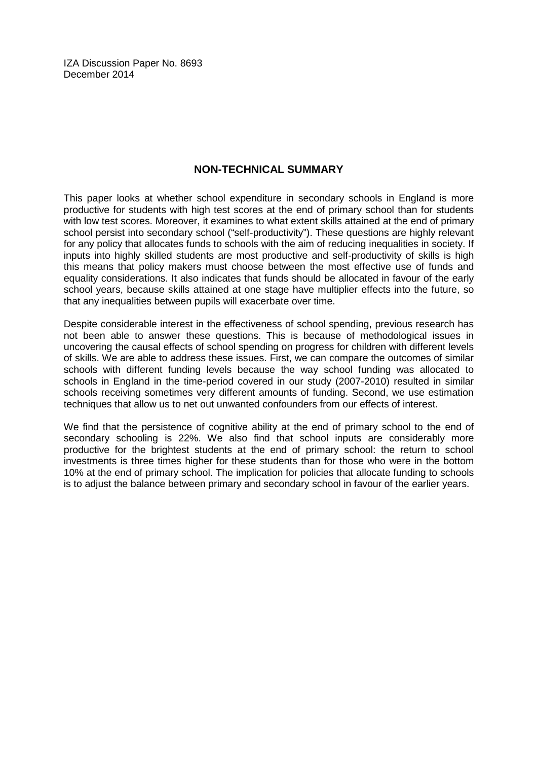IZA Discussion Paper No. 8693
December 2014

## NON-TECHNICAL SUMMARY

This paper looks at whether school expenditure in secondary schools in England is more productive for students with high test scores at the end of primary school than for students with low test scores. Moreover, it examines to what extent skills attained at the end of primary school persist into secondary school ("self-productivity"). These questions are highly relevant for any policy that allocates funds to schools with the aim of reducing inequalities in society. If inputs into highly skilled students are most productive and self-productivity of skills is high this means that policy makers must choose between the most effective use of funds and equality considerations. It also indicates that funds should be allocated in favour of the early school years, because skills attained at one stage have multiplier effects into the future, so that any inequalities between pupils will exacerbate over time.

Despite considerable interest in the effectiveness of school spending, previous research has not been able to answer these questions. This is because of methodological issues in uncovering the causal effects of school spending on progress for children with different levels of skills. We are able to address these issues. First, we can compare the outcomes of similar schools with different funding levels because the way school funding was allocated to schools in England in the time-period covered in our study (2007-2010) resulted in similar schools receiving sometimes very different amounts of funding. Second, we use estimation techniques that allow us to net out unwanted confounders from our effects of interest.

We find that the persistence of cognitive ability at the end of primary school to the end of secondary schooling is 22%. We also find that school inputs are considerably more productive for the brightest students at the end of primary school: the return to school investments is three times higher for these students than for those who were in the bottom 10% at the end of primary school. The implication for policies that allocate funding to schools is to adjust the balance between primary and secondary school in favour of the earlier years.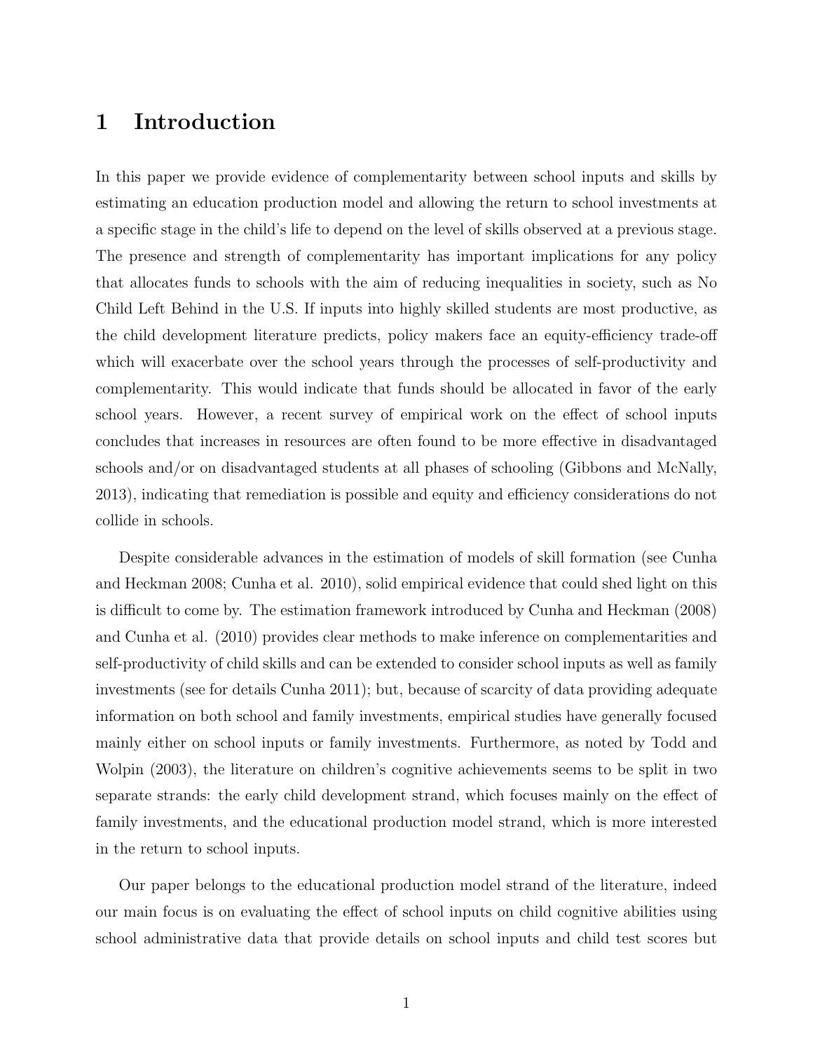# 1 Introduction

In this paper we provide evidence of complementarity between school inputs and skills by estimating an education production model and allowing the return to school investments at a specific stage in the child's life to depend on the level of skills observed at a previous stage. The presence and strength of complementarity has important implications for any policy that allocates funds to schools with the aim of reducing inequalities in society, such as No Child Left Behind in the U.S. If inputs into highly skilled students are most productive, as the child development literature predicts, policy makers face an equity-efficiency trade-off which will exacerbate over the school years through the processes of self-productivity and complementarity. This would indicate that funds should be allocated in favor of the early school years. However, a recent survey of empirical work on the effect of school inputs concludes that increases in resources are often found to be more effective in disadvantaged schools and/or on disadvantaged students at all phases of schooling (Gibbons and McNally, 2013), indicating that remediation is possible and equity and efficiency considerations do not collide in schools.

Despite considerable advances in the estimation of models of skill formation (see Cunha and Heckman 2008; Cunha et al. 2010), solid empirical evidence that could shed light on this is difficult to come by. The estimation framework introduced by Cunha and Heckman (2008) and Cunha et al. (2010) provides clear methods to make inference on complementarities and self-productivity of child skills and can be extended to consider school inputs as well as family investments (see for details Cunha 2011); but, because of scarcity of data providing adequate information on both school and family investments, empirical studies have generally focused mainly either on school inputs or family investments. Furthermore, as noted by Todd and Wolpin (2003), the literature on children's cognitive achievements seems to be split in two separate strands: the early child development strand, which focuses mainly on the effect of family investments, and the educational production model strand, which is more interested in the return to school inputs.

Our paper belongs to the educational production model strand of the literature, indeed our main focus is on evaluating the effect of school inputs on child cognitive abilities using school administrative data that provide details on school inputs and child test scores but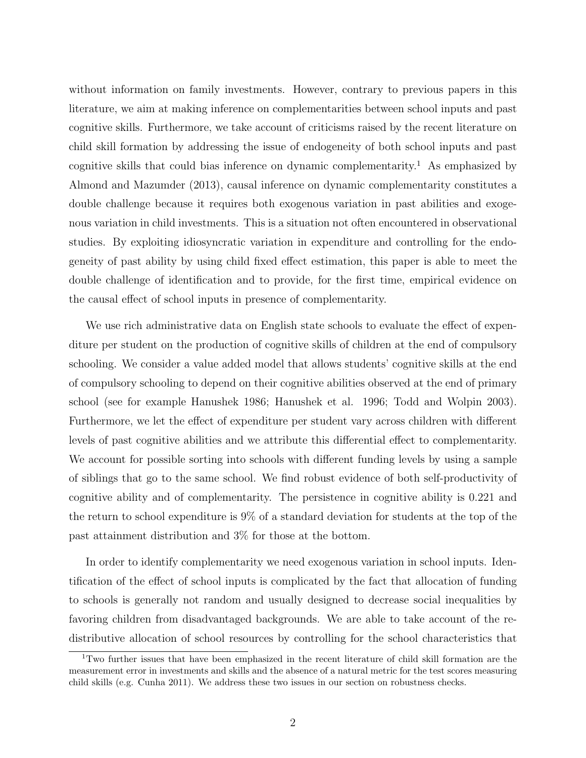without information on family investments. However, contrary to previous papers in this literature, we aim at making inference on complementarities between school inputs and past cognitive skills. Furthermore, we take account of criticisms raised by the recent literature on child skill formation by addressing the issue of endogeneity of both school inputs and past cognitive skills that could bias inference on dynamic complementarity.[1] As emphasized by Almond and Mazumder (2013), causal inference on dynamic complementarity constitutes a double challenge because it requires both exogenous variation in past abilities and exogenous variation in child investments. This is a situation not often encountered in observational studies. By exploiting idiosyncratic variation in expenditure and controlling for the endogeneity of past ability by using child fixed effect estimation, this paper is able to meet the double challenge of identification and to provide, for the first time, empirical evidence on the causal effect of school inputs in presence of complementarity.

We use rich administrative data on English state schools to evaluate the effect of expenditure per student on the production of cognitive skills of children at the end of compulsory schooling. We consider a value added model that allows students' cognitive skills at the end of compulsory schooling to depend on their cognitive abilities observed at the end of primary school (see for example Hanushek 1986; Hanushek et al. 1996; Todd and Wolpin 2003). Furthermore, we let the effect of expenditure per student vary across children with different levels of past cognitive abilities and we attribute this differential effect to complementarity. We account for possible sorting into schools with different funding levels by using a sample of siblings that go to the same school. We find robust evidence of both self-productivity of cognitive ability and of complementarity. The persistence in cognitive ability is 0.221 and the return to school expenditure is 9% of a standard deviation for students at the top of the past attainment distribution and 3% for those at the bottom.

In order to identify complementarity we need exogenous variation in school inputs. Identification of the effect of school inputs is complicated by the fact that allocation of funding to schools is generally not random and usually designed to decrease social inequalities by favoring children from disadvantaged backgrounds. We are able to take account of the redistributive allocation of school resources by controlling for the school characteristics that

[1] Two further issues that have been emphasized in the recent literature of child skill formation are the measurement error in investments and skills and the absence of a natural metric for the test scores measuring child skills (e.g. Cunha 2011). We address these two issues in our section on robustness checks.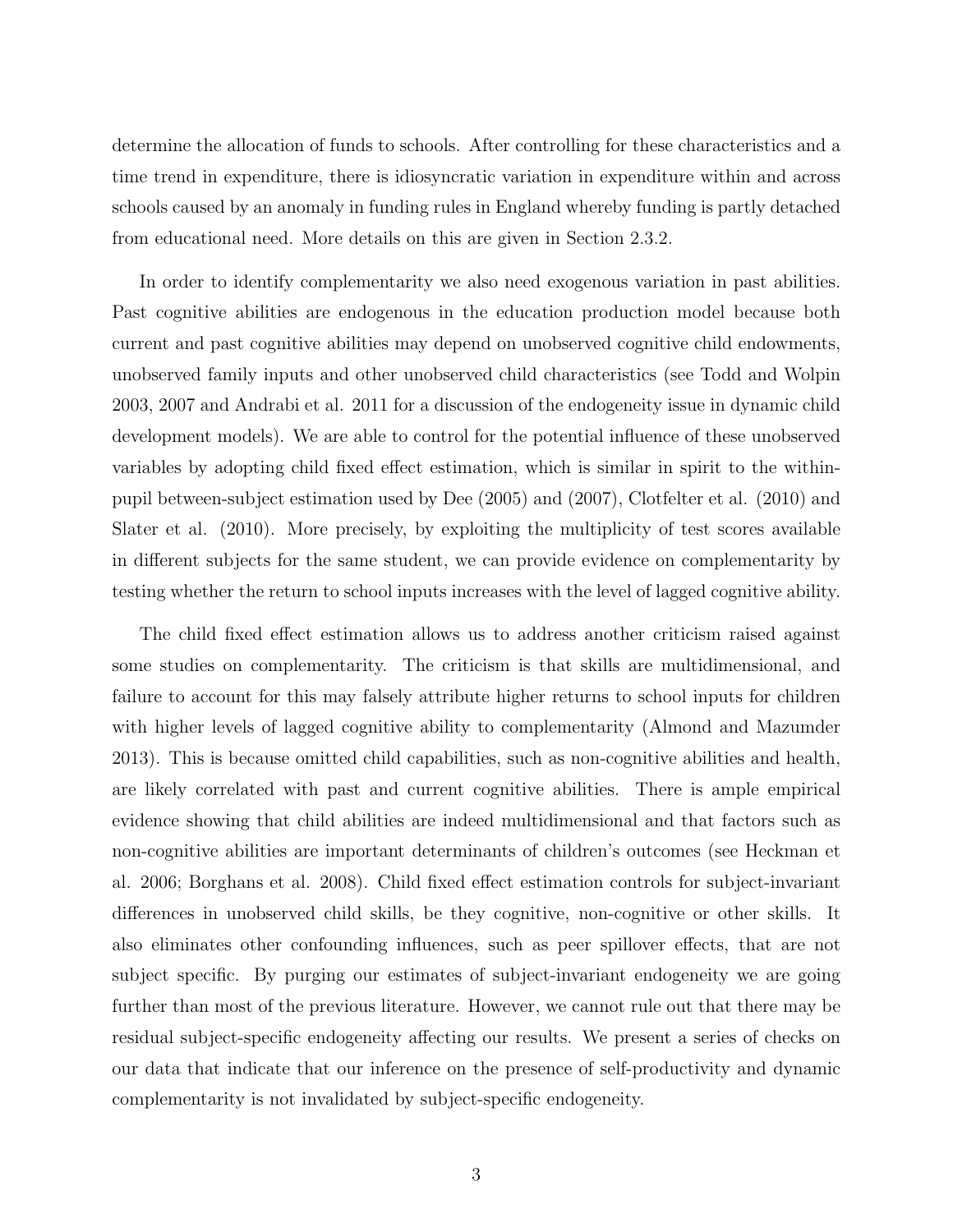determine the allocation of funds to schools. After controlling for these characteristics and a time trend in expenditure, there is idiosyncratic variation in expenditure within and across schools caused by an anomaly in funding rules in England whereby funding is partly detached from educational need. More details on this are given in Section 2.3.2.

In order to identify complementarity we also need exogenous variation in past abilities. Past cognitive abilities are endogenous in the education production model because both current and past cognitive abilities may depend on unobserved cognitive child endowments, unobserved family inputs and other unobserved child characteristics (see Todd and Wolpin 2003, 2007 and Andrabi et al. 2011 for a discussion of the endogeneity issue in dynamic child development models). We are able to control for the potential influence of these unobserved variables by adopting child fixed effect estimation, which is similar in spirit to the within-pupil between-subject estimation used by Dee (2005) and (2007), Clotfelter et al. (2010) and Slater et al. (2010). More precisely, by exploiting the multiplicity of test scores available in different subjects for the same student, we can provide evidence on complementarity by testing whether the return to school inputs increases with the level of lagged cognitive ability.

The child fixed effect estimation allows us to address another criticism raised against some studies on complementarity. The criticism is that skills are multidimensional, and failure to account for this may falsely attribute higher returns to school inputs for children with higher levels of lagged cognitive ability to complementarity (Almond and Mazumder 2013). This is because omitted child capabilities, such as non-cognitive abilities and health, are likely correlated with past and current cognitive abilities. There is ample empirical evidence showing that child abilities are indeed multidimensional and that factors such as non-cognitive abilities are important determinants of children's outcomes (see Heckman et al. 2006; Borghans et al. 2008). Child fixed effect estimation controls for subject-invariant differences in unobserved child skills, be they cognitive, non-cognitive or other skills. It also eliminates other confounding influences, such as peer spillover effects, that are not subject specific. By purging our estimates of subject-invariant endogeneity we are going further than most of the previous literature. However, we cannot rule out that there may be residual subject-specific endogeneity affecting our results. We present a series of checks on our data that indicate that our inference on the presence of self-productivity and dynamic complementarity is not invalidated by subject-specific endogeneity.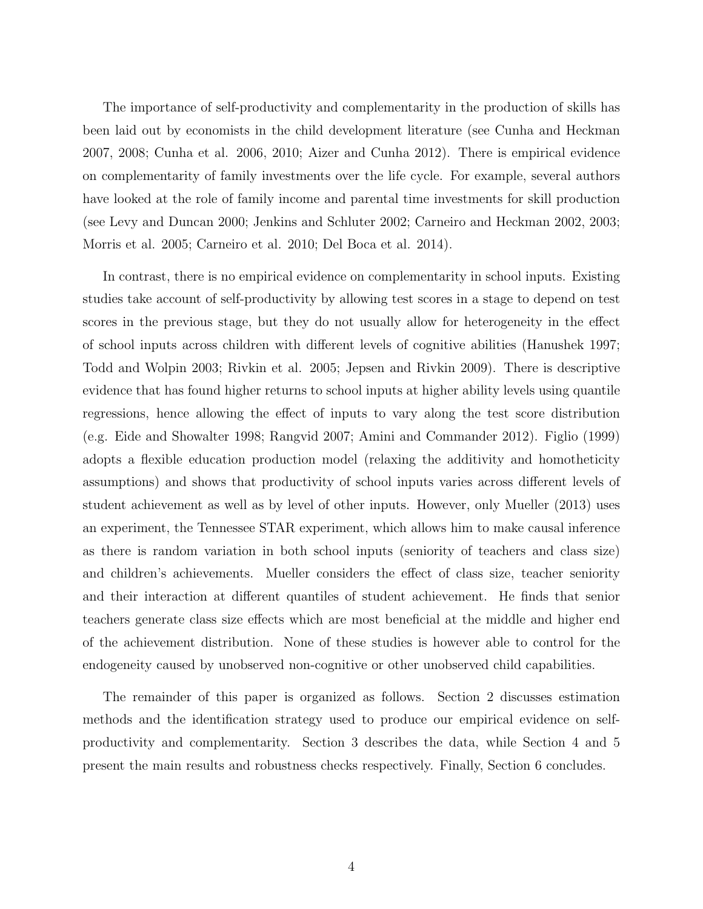The importance of self-productivity and complementarity in the production of skills has been laid out by economists in the child development literature (see Cunha and Heckman 2007, 2008; Cunha et al. 2006, 2010; Aizer and Cunha 2012). There is empirical evidence on complementarity of family investments over the life cycle. For example, several authors have looked at the role of family income and parental time investments for skill production (see Levy and Duncan 2000; Jenkins and Schluter 2002; Carneiro and Heckman 2002, 2003; Morris et al. 2005; Carneiro et al. 2010; Del Boca et al. 2014).

In contrast, there is no empirical evidence on complementarity in school inputs. Existing studies take account of self-productivity by allowing test scores in a stage to depend on test scores in the previous stage, but they do not usually allow for heterogeneity in the effect of school inputs across children with different levels of cognitive abilities (Hanushek 1997; Todd and Wolpin 2003; Rivkin et al. 2005; Jepsen and Rivkin 2009). There is descriptive evidence that has found higher returns to school inputs at higher ability levels using quantile regressions, hence allowing the effect of inputs to vary along the test score distribution (e.g. Eide and Showalter 1998; Rangvid 2007; Amini and Commander 2012). Figlio (1999) adopts a flexible education production model (relaxing the additivity and homotheticity assumptions) and shows that productivity of school inputs varies across different levels of student achievement as well as by level of other inputs. However, only Mueller (2013) uses an experiment, the Tennessee STAR experiment, which allows him to make causal inference as there is random variation in both school inputs (seniority of teachers and class size) and children's achievements. Mueller considers the effect of class size, teacher seniority and their interaction at different quantiles of student achievement. He finds that senior teachers generate class size effects which are most beneficial at the middle and higher end of the achievement distribution. None of these studies is however able to control for the endogeneity caused by unobserved non-cognitive or other unobserved child capabilities.

The remainder of this paper is organized as follows. Section 2 discusses estimation methods and the identification strategy used to produce our empirical evidence on self-productivity and complementarity. Section 3 describes the data, while Section 4 and 5 present the main results and robustness checks respectively. Finally, Section 6 concludes.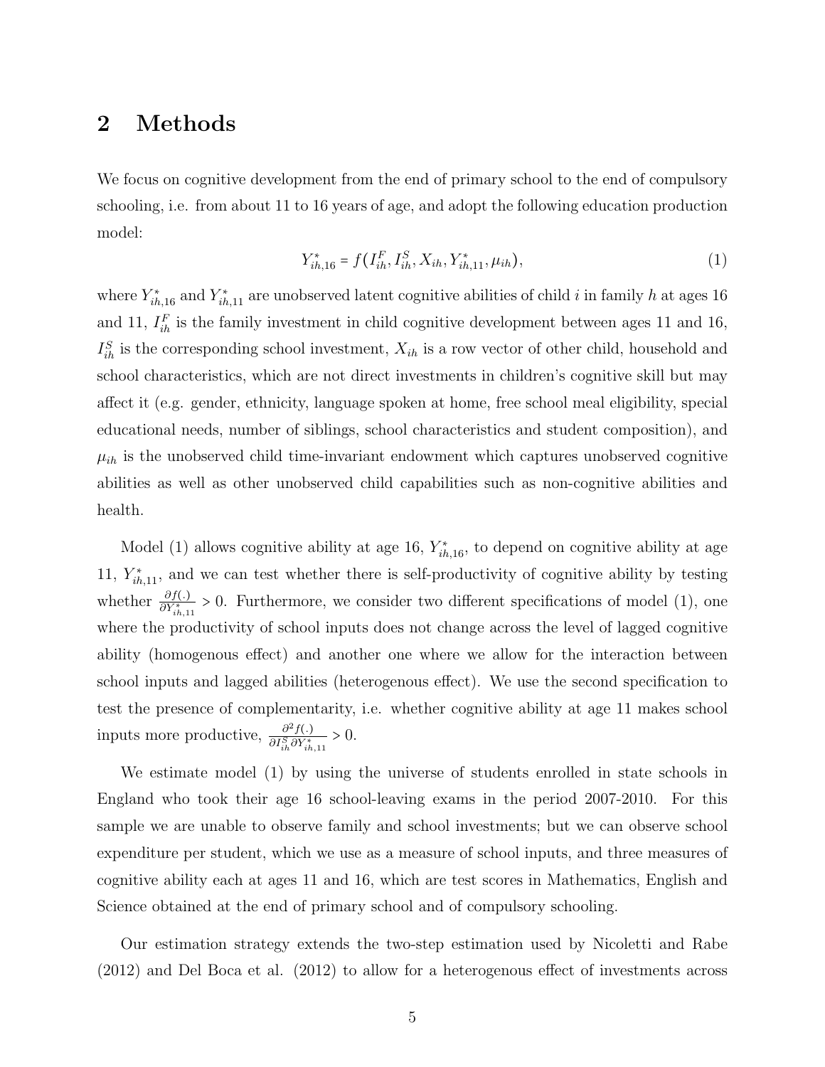## 2 Methods

We focus on cognitive development from the end of primary school to the end of compulsory schooling, i.e. from about 11 to 16 years of age, and adopt the following education production model:

$$Y^*_{ih,16} = f(I^F_{ih}, I^S_{ih}, X_{ih}, Y^*_{ih,11}, \mu_{ih}), \tag{1}$$

where $Y^*_{ih,16}$ and $Y^*_{ih,11}$ are unobserved latent cognitive abilities of child $i$ in family $h$ at ages 16 and 11, $I^F_{ih}$ is the family investment in child cognitive development between ages 11 and 16, $I^S_{ih}$ is the corresponding school investment, $X_{ih}$ is a row vector of other child, household and school characteristics, which are not direct investments in children's cognitive skill but may affect it (e.g. gender, ethnicity, language spoken at home, free school meal eligibility, special educational needs, number of siblings, school characteristics and student composition), and $\mu_{ih}$ is the unobserved child time-invariant endowment which captures unobserved cognitive abilities as well as other unobserved child capabilities such as non-cognitive abilities and health.

Model (1) allows cognitive ability at age 16, $Y^*_{ih,16}$, to depend on cognitive ability at age 11, $Y^*_{ih,11}$, and we can test whether there is self-productivity of cognitive ability by testing whether $\frac{\partial f(.)}{\partial Y^*_{ih,11}} > 0$. Furthermore, we consider two different specifications of model (1), one where the productivity of school inputs does not change across the level of lagged cognitive ability (homogenous effect) and another one where we allow for the interaction between school inputs and lagged abilities (heterogenous effect). We use the second specification to test the presence of complementarity, i.e. whether cognitive ability at age 11 makes school inputs more productive, $\frac{\partial^2 f(.)}{\partial I^S_{ih} \partial Y^*_{ih,11}} > 0$.

We estimate model (1) by using the universe of students enrolled in state schools in England who took their age 16 school-leaving exams in the period 2007-2010. For this sample we are unable to observe family and school investments; but we can observe school expenditure per student, which we use as a measure of school inputs, and three measures of cognitive ability each at ages 11 and 16, which are test scores in Mathematics, English and Science obtained at the end of primary school and of compulsory schooling.

Our estimation strategy extends the two-step estimation used by Nicoletti and Rabe (2012) and Del Boca et al. (2012) to allow for a heterogenous effect of investments across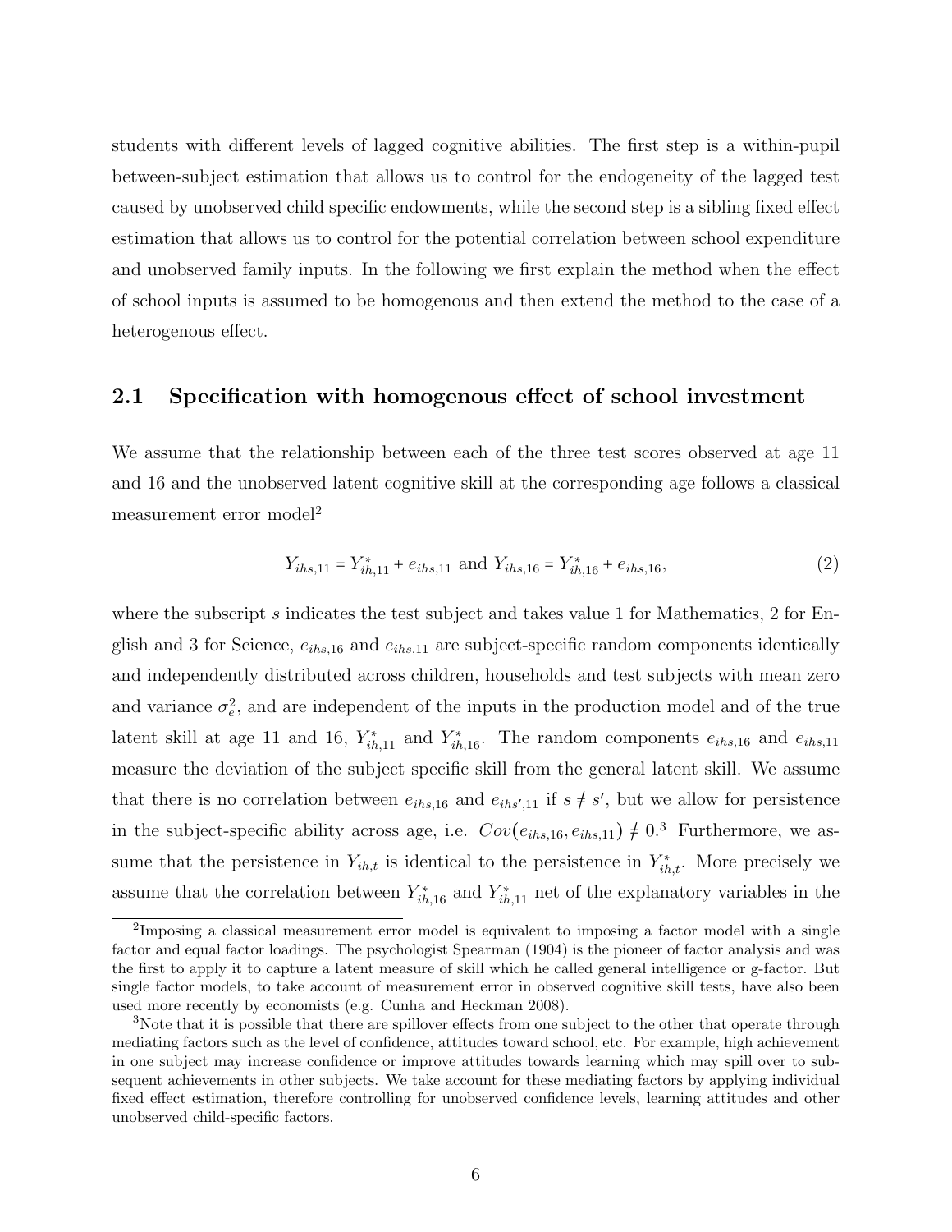students with different levels of lagged cognitive abilities. The first step is a within-pupil between-subject estimation that allows us to control for the endogeneity of the lagged test caused by unobserved child specific endowments, while the second step is a sibling fixed effect estimation that allows us to control for the potential correlation between school expenditure and unobserved family inputs. In the following we first explain the method when the effect of school inputs is assumed to be homogenous and then extend the method to the case of a heterogenous effect.

## 2.1 Specification with homogenous effect of school investment

We assume that the relationship between each of the three test scores observed at age 11 and 16 and the unobserved latent cognitive skill at the corresponding age follows a classical measurement error model[2]

$$Y_{ihs,11} = Y^*_{ih,11} + e_{ihs,11} \text{ and } Y_{ihs,16} = Y^*_{ih,16} + e_{ihs,16}, \tag{2}$$

where the subscript $s$ indicates the test subject and takes value 1 for Mathematics, 2 for English and 3 for Science, $e_{ihs,16}$ and $e_{ihs,11}$ are subject-specific random components identically and independently distributed across children, households and test subjects with mean zero and variance $\sigma_e^2$, and are independent of the inputs in the production model and of the true latent skill at age 11 and 16, $Y^*_{ih,11}$ and $Y^*_{ih,16}$. The random components $e_{ihs,16}$ and $e_{ihs,11}$ measure the deviation of the subject specific skill from the general latent skill. We assume that there is no correlation between $e_{ihs,16}$ and $e_{ihs',11}$ if $s \neq s'$, but we allow for persistence in the subject-specific ability across age, i.e. $Cov(e_{ihs,16}, e_{ihs,11}) \neq 0$.[3] Furthermore, we assume that the persistence in $Y_{ih,t}$ is identical to the persistence in $Y^*_{ih,t}$. More precisely we assume that the correlation between $Y^*_{ih,16}$ and $Y^*_{ih,11}$ net of the explanatory variables in the

[2] Imposing a classical measurement error model is equivalent to imposing a factor model with a single factor and equal factor loadings. The psychologist Spearman (1904) is the pioneer of factor analysis and was the first to apply it to capture a latent measure of skill which he called general intelligence or g-factor. But single factor models, to take account of measurement error in observed cognitive skill tests, have also been used more recently by economists (e.g. Cunha and Heckman 2008).

[3] Note that it is possible that there are spillover effects from one subject to the other that operate through mediating factors such as the level of confidence, attitudes toward school, etc. For example, high achievement in one subject may increase confidence or improve attitudes towards learning which may spill over to subsequent achievements in other subjects. We take account for these mediating factors by applying individual fixed effect estimation, therefore controlling for unobserved confidence levels, learning attitudes and other unobserved child-specific factors.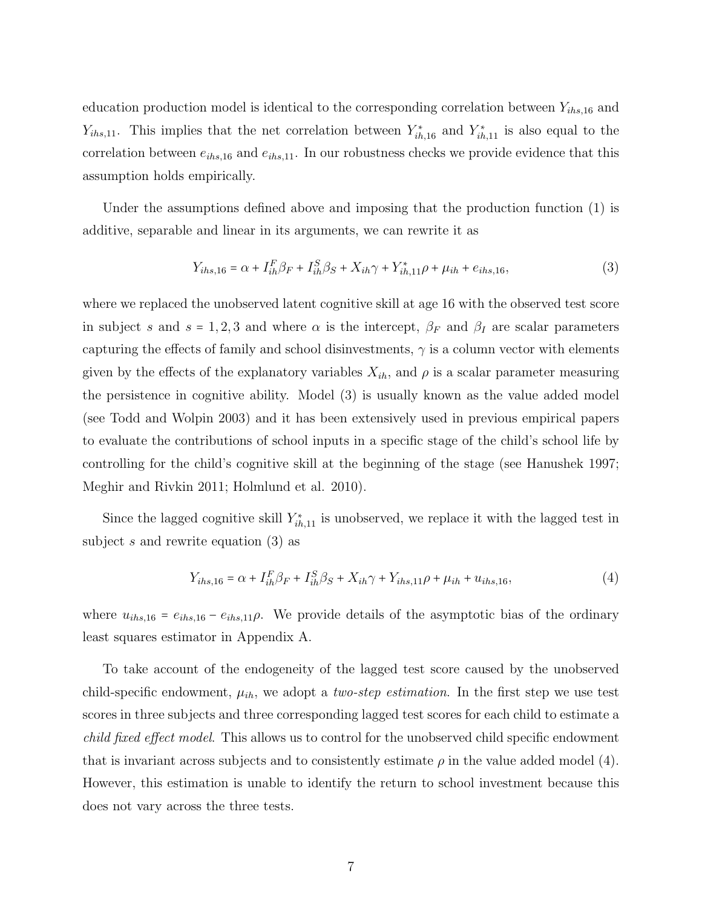education production model is identical to the corresponding correlation between $Y_{ihs,16}$ and $Y_{ihs,11}$. This implies that the net correlation between $Y^*_{ih,16}$ and $Y^*_{ih,11}$ is also equal to the correlation between $e_{ihs,16}$ and $e_{ihs,11}$. In our robustness checks we provide evidence that this assumption holds empirically.

Under the assumptions defined above and imposing that the production function (1) is additive, separable and linear in its arguments, we can rewrite it as

$$Y_{ihs,16} = \alpha + I^F_{ih}\beta_F + I^S_{ih}\beta_S + X_{ih}\gamma + Y^*_{ih,11}\rho + \mu_{ih} + e_{ihs,16}, \tag{3}$$

where we replaced the unobserved latent cognitive skill at age 16 with the observed test score in subject $s$ and $s = 1, 2, 3$ and where $\alpha$ is the intercept, $\beta_F$ and $\beta_I$ are scalar parameters capturing the effects of family and school disinvestments, $\gamma$ is a column vector with elements given by the effects of the explanatory variables $X_{ih}$, and $\rho$ is a scalar parameter measuring the persistence in cognitive ability. Model (3) is usually known as the value added model (see Todd and Wolpin 2003) and it has been extensively used in previous empirical papers to evaluate the contributions of school inputs in a specific stage of the child's school life by controlling for the child's cognitive skill at the beginning of the stage (see Hanushek 1997; Meghir and Rivkin 2011; Holmlund et al. 2010).

Since the lagged cognitive skill $Y^*_{ih,11}$ is unobserved, we replace it with the lagged test in subject $s$ and rewrite equation (3) as

$$Y_{ihs,16} = \alpha + I^F_{ih}\beta_F + I^S_{ih}\beta_S + X_{ih}\gamma + Y_{ihs,11}\rho + \mu_{ih} + u_{ihs,16}, \tag{4}$$

where $u_{ihs,16} = e_{ihs,16} - e_{ihs,11}\rho$. We provide details of the asymptotic bias of the ordinary least squares estimator in Appendix A.

To take account of the endogeneity of the lagged test score caused by the unobserved child-specific endowment, $\mu_{ih}$, we adopt a *two-step estimation*. In the first step we use test scores in three subjects and three corresponding lagged test scores for each child to estimate a *child fixed effect model*. This allows us to control for the unobserved child specific endowment that is invariant across subjects and to consistently estimate $\rho$ in the value added model (4). However, this estimation is unable to identify the return to school investment because this does not vary across the three tests.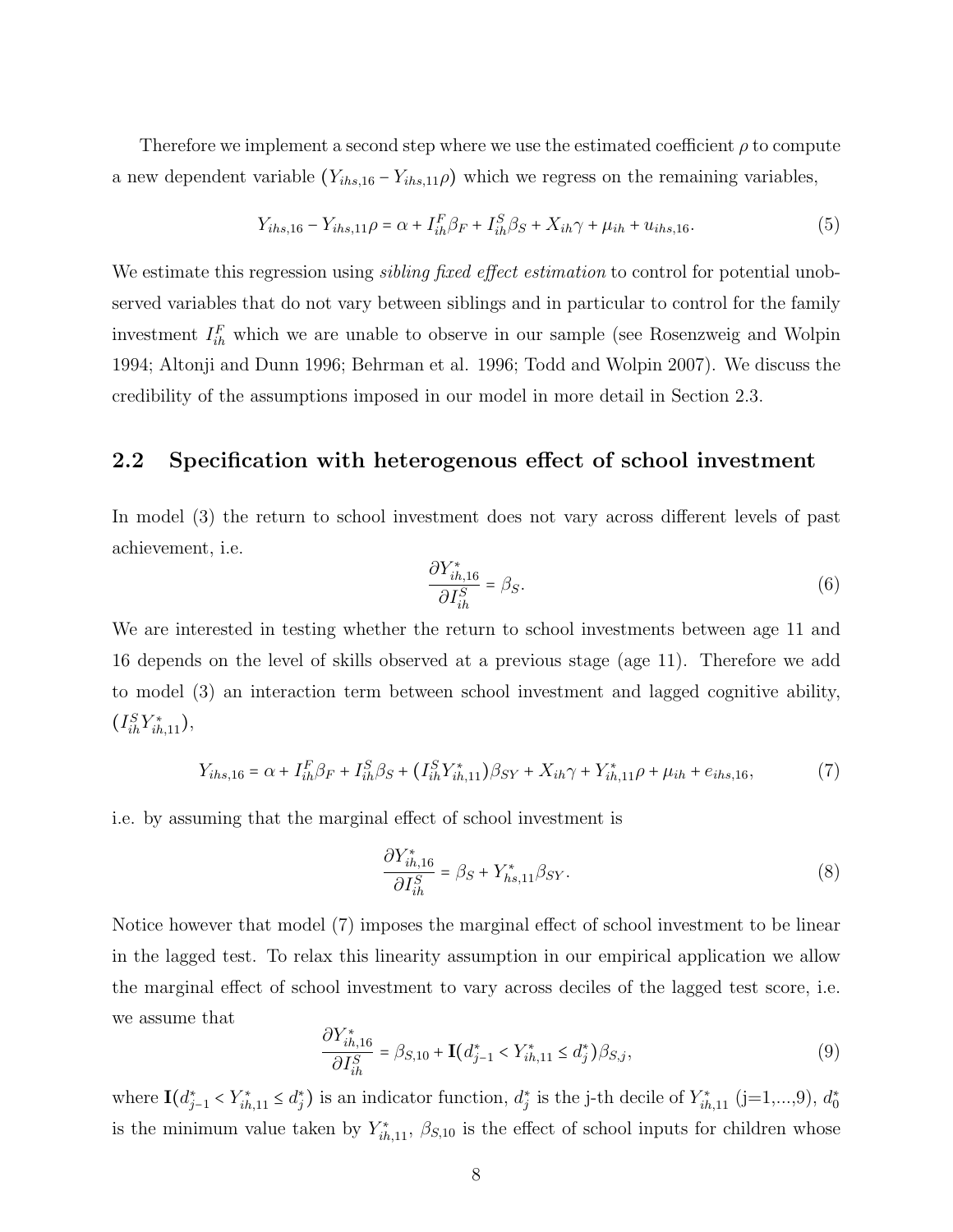Therefore we implement a second step where we use the estimated coefficient $\rho$ to compute a new dependent variable $(Y_{ihs,16} - Y_{ihs,11}\rho)$ which we regress on the remaining variables,

$$Y_{ihs,16} - Y_{ihs,11}\rho = \alpha + I_{ih}^{F}\beta_F + I_{ih}^{S}\beta_S + X_{ih}\gamma + \mu_{ih} + u_{ihs,16}. \tag{5}$$

We estimate this regression using *sibling fixed effect estimation* to control for potential unobserved variables that do not vary between siblings and in particular to control for the family investment $I_{ih}^{F}$ which we are unable to observe in our sample (see Rosenzweig and Wolpin 1994; Altonji and Dunn 1996; Behrman et al. 1996; Todd and Wolpin 2007). We discuss the credibility of the assumptions imposed in our model in more detail in Section 2.3.

## 2.2 Specification with heterogenous effect of school investment

In model (3) the return to school investment does not vary across different levels of past achievement, i.e.

$$\frac{\partial Y_{ih,16}^{*}}{\partial I_{ih}^{S}} = \beta_S. \tag{6}$$

We are interested in testing whether the return to school investments between age 11 and 16 depends on the level of skills observed at a previous stage (age 11). Therefore we add to model (3) an interaction term between school investment and lagged cognitive ability, $(I_{ih}^{S}Y_{ih,11}^{*})$,

$$Y_{ihs,16} = \alpha + I_{ih}^{F}\beta_F + I_{ih}^{S}\beta_S + (I_{ih}^{S}Y_{ih,11}^{*})\beta_{SY} + X_{ih}\gamma + Y_{ih,11}^{*}\rho + \mu_{ih} + e_{ihs,16}, \tag{7}$$

i.e. by assuming that the marginal effect of school investment is

$$\frac{\partial Y_{ih,16}^{*}}{\partial I_{ih}^{S}} = \beta_S + Y_{hs,11}^{*}\beta_{SY}. \tag{8}$$

Notice however that model (7) imposes the marginal effect of school investment to be linear in the lagged test. To relax this linearity assumption in our empirical application we allow the marginal effect of school investment to vary across deciles of the lagged test score, i.e. we assume that

$$\frac{\partial Y_{ih,16}^{*}}{\partial I_{ih}^{S}} = \beta_{S,10} + \mathbf{I}(d_{j-1}^{*} < Y_{ih,11}^{*} \leq d_j^{*})\beta_{S,j}, \tag{9}$$

where $\mathbf{I}(d_{j-1}^{*} < Y_{ih,11}^{*} \leq d_j^{*})$ is an indicator function, $d_j^{*}$ is the j-th decile of $Y_{ih,11}^{*}$ (j=1,...,9), $d_0^{*}$ is the minimum value taken by $Y_{ih,11}^{*}$, $\beta_{S,10}$ is the effect of school inputs for children whose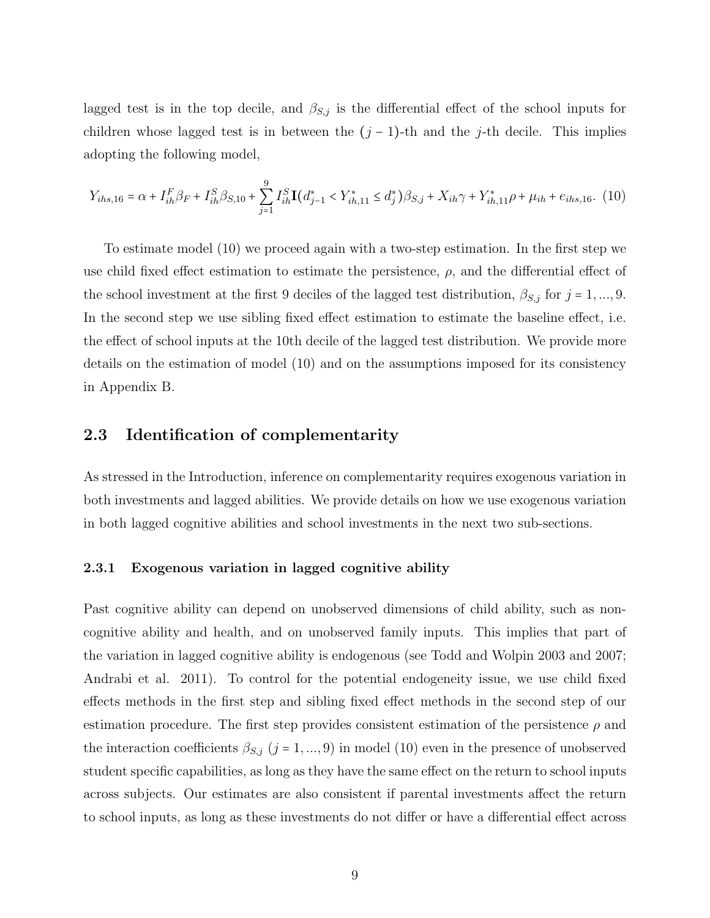lagged test is in the top decile, and $\beta_{S,j}$ is the differential effect of the school inputs for children whose lagged test is in between the $(j-1)$-th and the $j$-th decile. This implies adopting the following model,

$$Y_{ihs,16} = \alpha + I^F_{ih}\beta_F + I^S_{ih}\beta_{S,10} + \sum_{j=1}^{9} I^S_{ih}\mathbf{I}(d^*_{j-1} < Y^*_{ih,11} \leq d^*_j)\beta_{S,j} + X_{ih}\gamma + Y^*_{ih,11}\rho + \mu_{ih} + e_{ihs,16}. \quad (10)$$

To estimate model (10) we proceed again with a two-step estimation. In the first step we use child fixed effect estimation to estimate the persistence, $\rho$, and the differential effect of the school investment at the first 9 deciles of the lagged test distribution, $\beta_{S,j}$ for $j = 1, ..., 9$. In the second step we use sibling fixed effect estimation to estimate the baseline effect, i.e. the effect of school inputs at the 10th decile of the lagged test distribution. We provide more details on the estimation of model (10) and on the assumptions imposed for its consistency in Appendix B.

## 2.3 Identification of complementarity

As stressed in the Introduction, inference on complementarity requires exogenous variation in both investments and lagged abilities. We provide details on how we use exogenous variation in both lagged cognitive abilities and school investments in the next two sub-sections.

### 2.3.1 Exogenous variation in lagged cognitive ability

Past cognitive ability can depend on unobserved dimensions of child ability, such as non-cognitive ability and health, and on unobserved family inputs. This implies that part of the variation in lagged cognitive ability is endogenous (see Todd and Wolpin 2003 and 2007; Andrabi et al. 2011). To control for the potential endogeneity issue, we use child fixed effects methods in the first step and sibling fixed effect methods in the second step of our estimation procedure. The first step provides consistent estimation of the persistence $\rho$ and the interaction coefficients $\beta_{S,j}$ $(j = 1, ..., 9)$ in model (10) even in the presence of unobserved student specific capabilities, as long as they have the same effect on the return to school inputs across subjects. Our estimates are also consistent if parental investments affect the return to school inputs, as long as these investments do not differ or have a differential effect across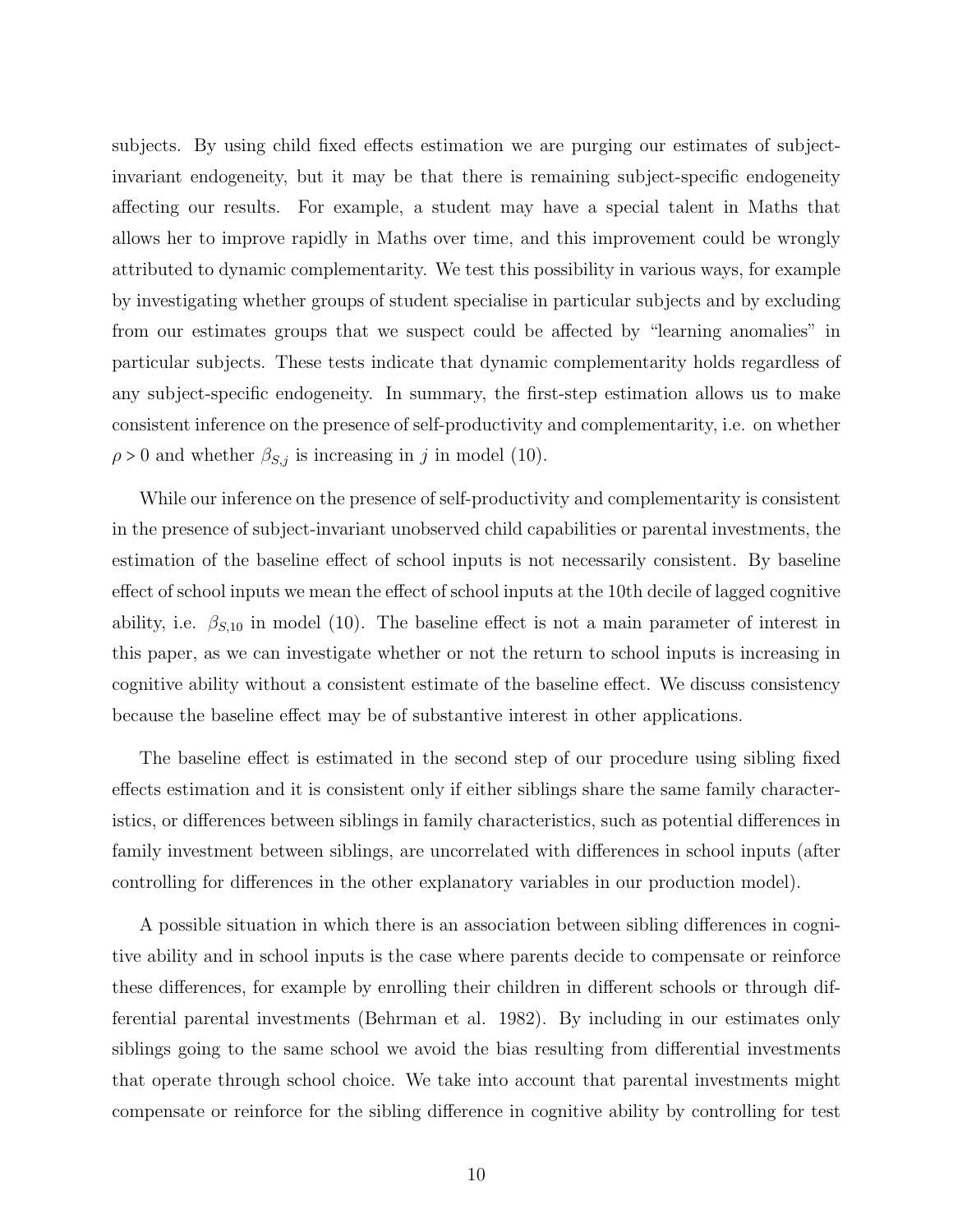subjects. By using child fixed effects estimation we are purging our estimates of subject-invariant endogeneity, but it may be that there is remaining subject-specific endogeneity affecting our results. For example, a student may have a special talent in Maths that allows her to improve rapidly in Maths over time, and this improvement could be wrongly attributed to dynamic complementarity. We test this possibility in various ways, for example by investigating whether groups of student specialise in particular subjects and by excluding from our estimates groups that we suspect could be affected by "learning anomalies" in particular subjects. These tests indicate that dynamic complementarity holds regardless of any subject-specific endogeneity. In summary, the first-step estimation allows us to make consistent inference on the presence of self-productivity and complementarity, i.e. on whether $\rho > 0$ and whether $\beta_{S,j}$ is increasing in $j$ in model (10).

While our inference on the presence of self-productivity and complementarity is consistent in the presence of subject-invariant unobserved child capabilities or parental investments, the estimation of the baseline effect of school inputs is not necessarily consistent. By baseline effect of school inputs we mean the effect of school inputs at the 10th decile of lagged cognitive ability, i.e. $\beta_{S,10}$ in model (10). The baseline effect is not a main parameter of interest in this paper, as we can investigate whether or not the return to school inputs is increasing in cognitive ability without a consistent estimate of the baseline effect. We discuss consistency because the baseline effect may be of substantive interest in other applications.

The baseline effect is estimated in the second step of our procedure using sibling fixed effects estimation and it is consistent only if either siblings share the same family characteristics, or differences between siblings in family characteristics, such as potential differences in family investment between siblings, are uncorrelated with differences in school inputs (after controlling for differences in the other explanatory variables in our production model).

A possible situation in which there is an association between sibling differences in cognitive ability and in school inputs is the case where parents decide to compensate or reinforce these differences, for example by enrolling their children in different schools or through differential parental investments (Behrman et al. 1982). By including in our estimates only siblings going to the same school we avoid the bias resulting from differential investments that operate through school choice. We take into account that parental investments might compensate or reinforce for the sibling difference in cognitive ability by controlling for test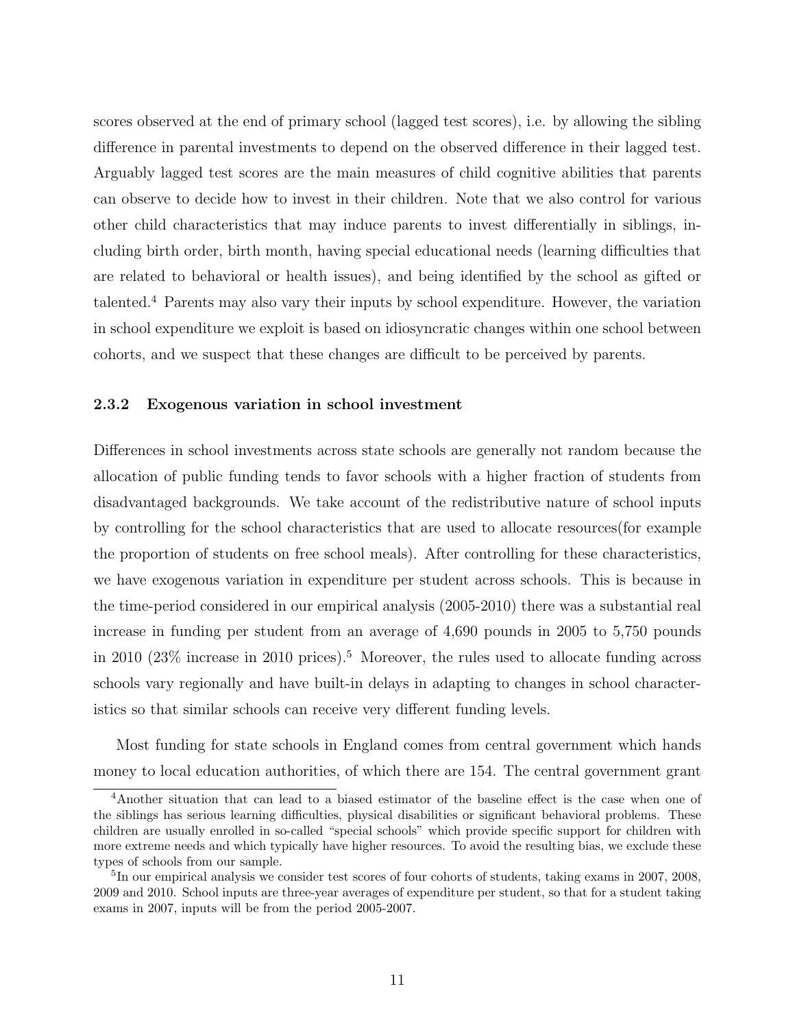scores observed at the end of primary school (lagged test scores), i.e. by allowing the sibling difference in parental investments to depend on the observed difference in their lagged test. Arguably lagged test scores are the main measures of child cognitive abilities that parents can observe to decide how to invest in their children. Note that we also control for various other child characteristics that may induce parents to invest differentially in siblings, including birth order, birth month, having special educational needs (learning difficulties that are related to behavioral or health issues), and being identified by the school as gifted or talented.[4] Parents may also vary their inputs by school expenditure. However, the variation in school expenditure we exploit is based on idiosyncratic changes within one school between cohorts, and we suspect that these changes are difficult to be perceived by parents.

### 2.3.2 Exogenous variation in school investment

Differences in school investments across state schools are generally not random because the allocation of public funding tends to favor schools with a higher fraction of students from disadvantaged backgrounds. We take account of the redistributive nature of school inputs by controlling for the school characteristics that are used to allocate resources(for example the proportion of students on free school meals). After controlling for these characteristics, we have exogenous variation in expenditure per student across schools. This is because in the time-period considered in our empirical analysis (2005-2010) there was a substantial real increase in funding per student from an average of 4,690 pounds in 2005 to 5,750 pounds in 2010 (23% increase in 2010 prices).[5] Moreover, the rules used to allocate funding across schools vary regionally and have built-in delays in adapting to changes in school characteristics so that similar schools can receive very different funding levels.

Most funding for state schools in England comes from central government which hands money to local education authorities, of which there are 154. The central government grant

[4]Another situation that can lead to a biased estimator of the baseline effect is the case when one of the siblings has serious learning difficulties, physical disabilities or significant behavioral problems. These children are usually enrolled in so-called "special schools" which provide specific support for children with more extreme needs and which typically have higher resources. To avoid the resulting bias, we exclude these types of schools from our sample.

[5]In our empirical analysis we consider test scores of four cohorts of students, taking exams in 2007, 2008, 2009 and 2010. School inputs are three-year averages of expenditure per student, so that for a student taking exams in 2007, inputs will be from the period 2005-2007.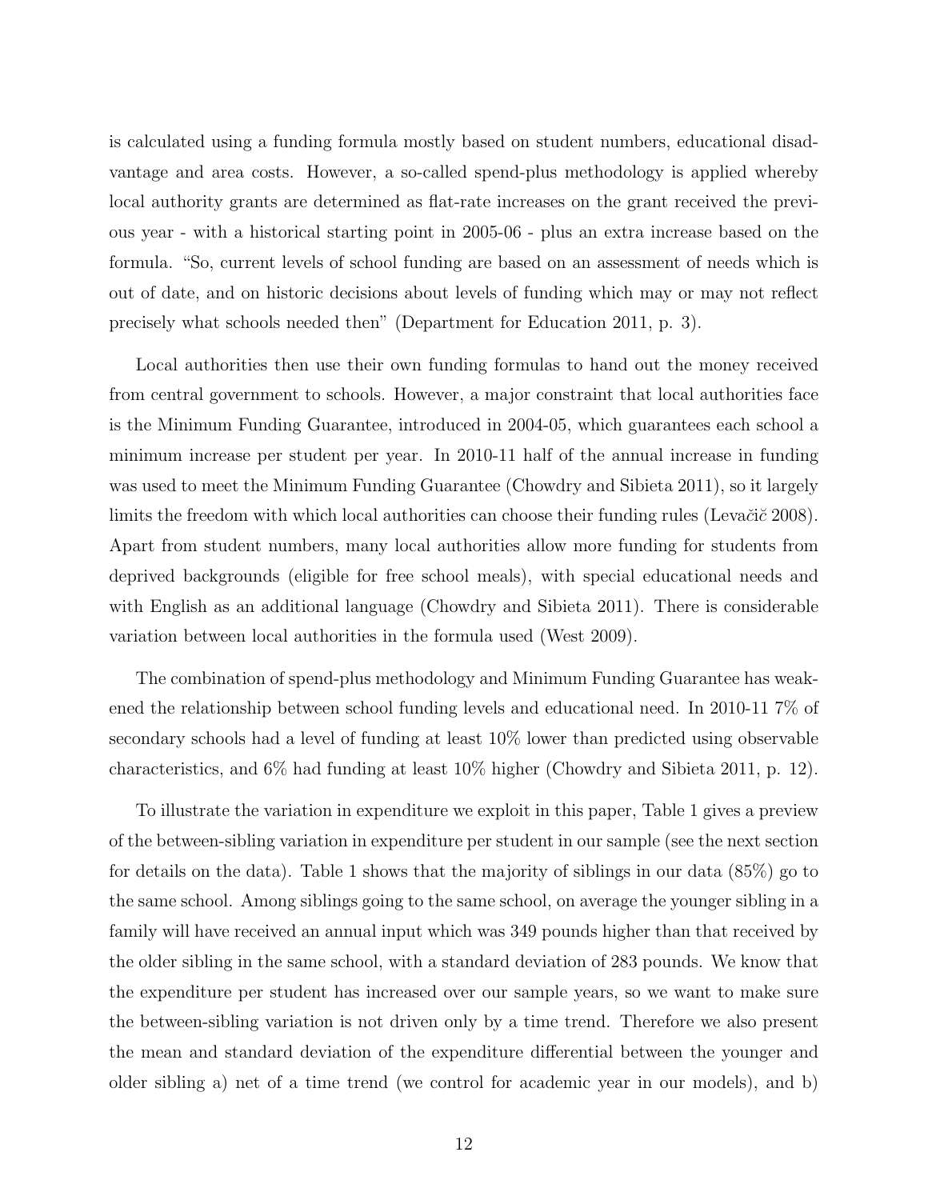is calculated using a funding formula mostly based on student numbers, educational disadvantage and area costs. However, a so-called spend-plus methodology is applied whereby local authority grants are determined as flat-rate increases on the grant received the previous year - with a historical starting point in 2005-06 - plus an extra increase based on the formula. "So, current levels of school funding are based on an assessment of needs which is out of date, and on historic decisions about levels of funding which may or may not reflect precisely what schools needed then" (Department for Education 2011, p. 3).

Local authorities then use their own funding formulas to hand out the money received from central government to schools. However, a major constraint that local authorities face is the Minimum Funding Guarantee, introduced in 2004-05, which guarantees each school a minimum increase per student per year. In 2010-11 half of the annual increase in funding was used to meet the Minimum Funding Guarantee (Chowdry and Sibieta 2011), so it largely limits the freedom with which local authorities can choose their funding rules (Levačič 2008). Apart from student numbers, many local authorities allow more funding for students from deprived backgrounds (eligible for free school meals), with special educational needs and with English as an additional language (Chowdry and Sibieta 2011). There is considerable variation between local authorities in the formula used (West 2009).

The combination of spend-plus methodology and Minimum Funding Guarantee has weakened the relationship between school funding levels and educational need. In 2010-11 7% of secondary schools had a level of funding at least 10% lower than predicted using observable characteristics, and 6% had funding at least 10% higher (Chowdry and Sibieta 2011, p. 12).

To illustrate the variation in expenditure we exploit in this paper, Table 1 gives a preview of the between-sibling variation in expenditure per student in our sample (see the next section for details on the data). Table 1 shows that the majority of siblings in our data (85%) go to the same school. Among siblings going to the same school, on average the younger sibling in a family will have received an annual input which was 349 pounds higher than that received by the older sibling in the same school, with a standard deviation of 283 pounds. We know that the expenditure per student has increased over our sample years, so we want to make sure the between-sibling variation is not driven only by a time trend. Therefore we also present the mean and standard deviation of the expenditure differential between the younger and older sibling a) net of a time trend (we control for academic year in our models), and b)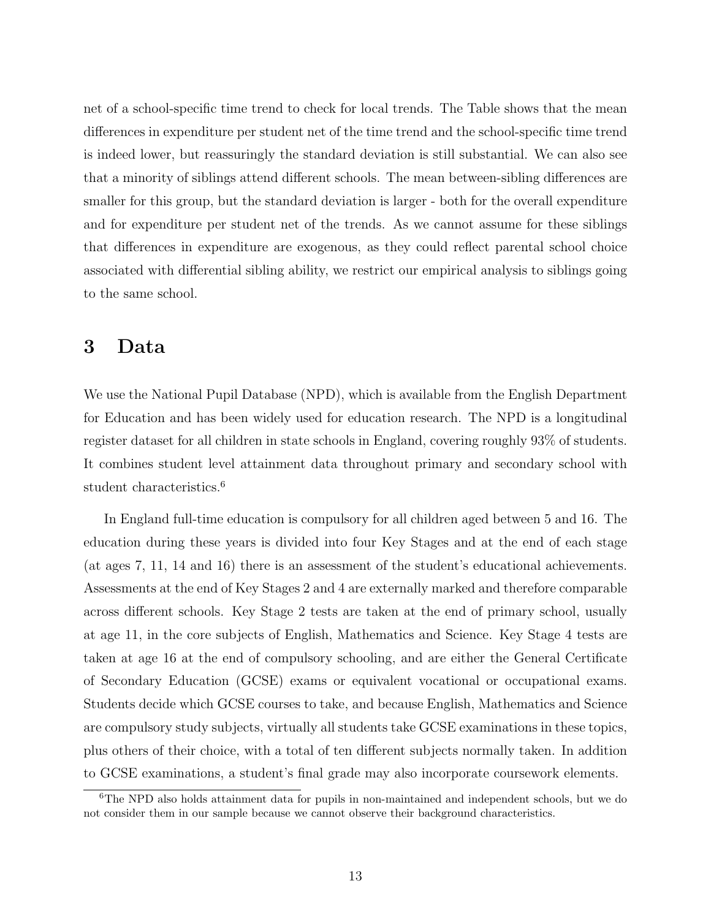net of a school-specific time trend to check for local trends. The Table shows that the mean differences in expenditure per student net of the time trend and the school-specific time trend is indeed lower, but reassuringly the standard deviation is still substantial. We can also see that a minority of siblings attend different schools. The mean between-sibling differences are smaller for this group, but the standard deviation is larger - both for the overall expenditure and for expenditure per student net of the trends. As we cannot assume for these siblings that differences in expenditure are exogenous, as they could reflect parental school choice associated with differential sibling ability, we restrict our empirical analysis to siblings going to the same school.

# 3 Data

We use the National Pupil Database (NPD), which is available from the English Department for Education and has been widely used for education research. The NPD is a longitudinal register dataset for all children in state schools in England, covering roughly 93% of students. It combines student level attainment data throughout primary and secondary school with student characteristics.[6]

In England full-time education is compulsory for all children aged between 5 and 16. The education during these years is divided into four Key Stages and at the end of each stage (at ages 7, 11, 14 and 16) there is an assessment of the student's educational achievements. Assessments at the end of Key Stages 2 and 4 are externally marked and therefore comparable across different schools. Key Stage 2 tests are taken at the end of primary school, usually at age 11, in the core subjects of English, Mathematics and Science. Key Stage 4 tests are taken at age 16 at the end of compulsory schooling, and are either the General Certificate of Secondary Education (GCSE) exams or equivalent vocational or occupational exams. Students decide which GCSE courses to take, and because English, Mathematics and Science are compulsory study subjects, virtually all students take GCSE examinations in these topics, plus others of their choice, with a total of ten different subjects normally taken. In addition to GCSE examinations, a student's final grade may also incorporate coursework elements.

[6] The NPD also holds attainment data for pupils in non-maintained and independent schools, but we do not consider them in our sample because we cannot observe their background characteristics.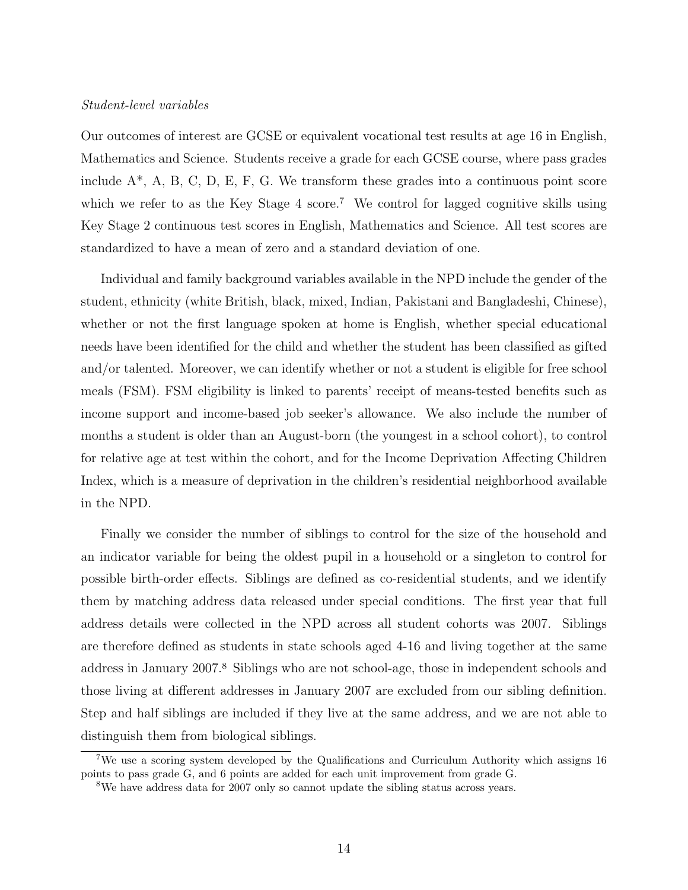*Student-level variables*

Our outcomes of interest are GCSE or equivalent vocational test results at age 16 in English, Mathematics and Science. Students receive a grade for each GCSE course, where pass grades include A*, A, B, C, D, E, F, G. We transform these grades into a continuous point score which we refer to as the Key Stage 4 score.[7] We control for lagged cognitive skills using Key Stage 2 continuous test scores in English, Mathematics and Science. All test scores are standardized to have a mean of zero and a standard deviation of one.

Individual and family background variables available in the NPD include the gender of the student, ethnicity (white British, black, mixed, Indian, Pakistani and Bangladeshi, Chinese), whether or not the first language spoken at home is English, whether special educational needs have been identified for the child and whether the student has been classified as gifted and/or talented. Moreover, we can identify whether or not a student is eligible for free school meals (FSM). FSM eligibility is linked to parents' receipt of means-tested benefits such as income support and income-based job seeker's allowance. We also include the number of months a student is older than an August-born (the youngest in a school cohort), to control for relative age at test within the cohort, and for the Income Deprivation Affecting Children Index, which is a measure of deprivation in the children's residential neighborhood available in the NPD.

Finally we consider the number of siblings to control for the size of the household and an indicator variable for being the oldest pupil in a household or a singleton to control for possible birth-order effects. Siblings are defined as co-residential students, and we identify them by matching address data released under special conditions. The first year that full address details were collected in the NPD across all student cohorts was 2007. Siblings are therefore defined as students in state schools aged 4-16 and living together at the same address in January 2007.[8] Siblings who are not school-age, those in independent schools and those living at different addresses in January 2007 are excluded from our sibling definition. Step and half siblings are included if they live at the same address, and we are not able to distinguish them from biological siblings.

[7] We use a scoring system developed by the Qualifications and Curriculum Authority which assigns 16 points to pass grade G, and 6 points are added for each unit improvement from grade G.

[8] We have address data for 2007 only so cannot update the sibling status across years.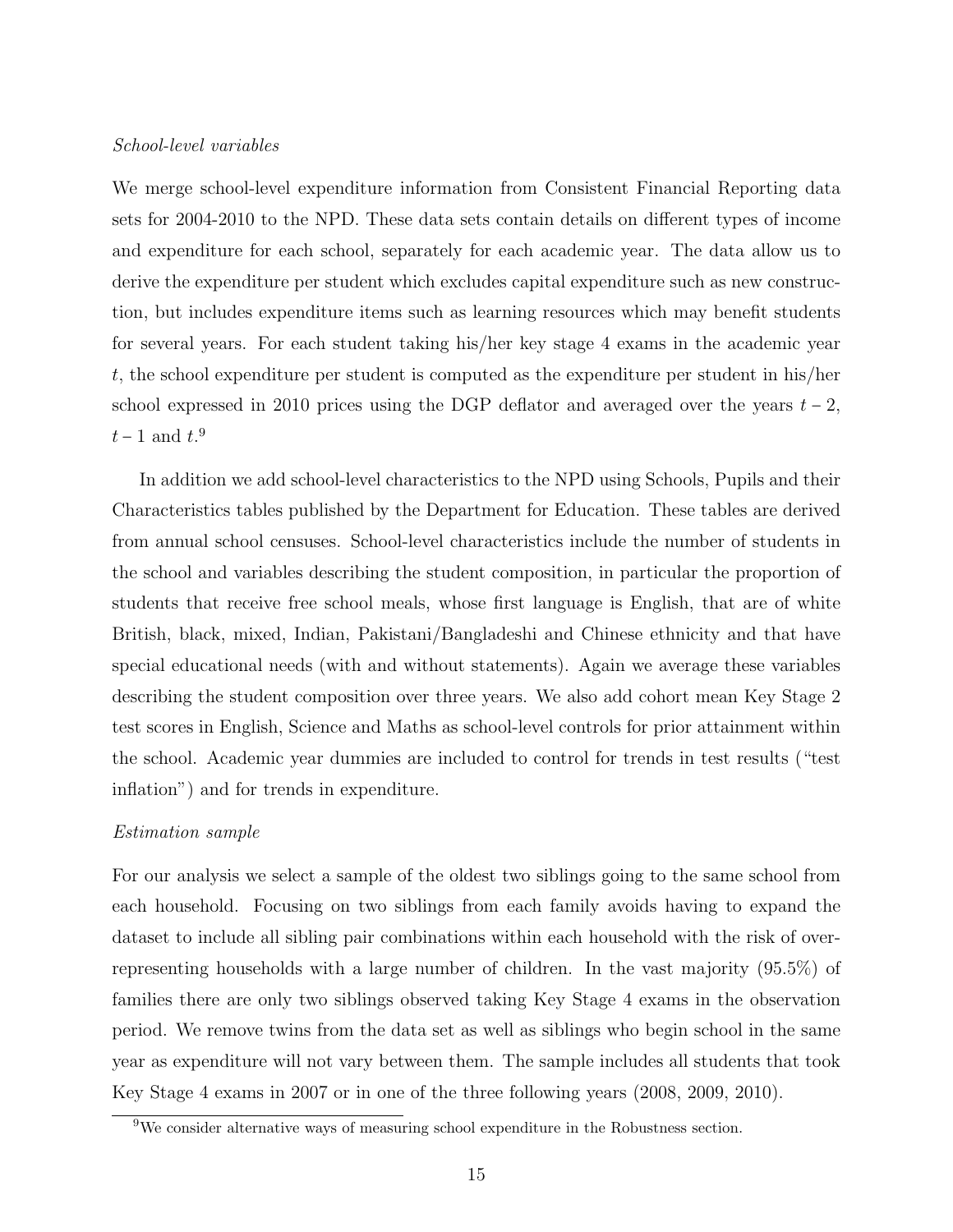*School-level variables*

We merge school-level expenditure information from Consistent Financial Reporting data sets for 2004-2010 to the NPD. These data sets contain details on different types of income and expenditure for each school, separately for each academic year. The data allow us to derive the expenditure per student which excludes capital expenditure such as new construction, but includes expenditure items such as learning resources which may benefit students for several years. For each student taking his/her key stage 4 exams in the academic year $t$, the school expenditure per student is computed as the expenditure per student in his/her school expressed in 2010 prices using the DGP deflator and averaged over the years $t-2$, $t-1$ and $t$.[9]

In addition we add school-level characteristics to the NPD using Schools, Pupils and their Characteristics tables published by the Department for Education. These tables are derived from annual school censuses. School-level characteristics include the number of students in the school and variables describing the student composition, in particular the proportion of students that receive free school meals, whose first language is English, that are of white British, black, mixed, Indian, Pakistani/Bangladeshi and Chinese ethnicity and that have special educational needs (with and without statements). Again we average these variables describing the student composition over three years. We also add cohort mean Key Stage 2 test scores in English, Science and Maths as school-level controls for prior attainment within the school. Academic year dummies are included to control for trends in test results ("test inflation") and for trends in expenditure.

*Estimation sample*

For our analysis we select a sample of the oldest two siblings going to the same school from each household. Focusing on two siblings from each family avoids having to expand the dataset to include all sibling pair combinations within each household with the risk of over-representing households with a large number of children. In the vast majority (95.5%) of families there are only two siblings observed taking Key Stage 4 exams in the observation period. We remove twins from the data set as well as siblings who begin school in the same year as expenditure will not vary between them. The sample includes all students that took Key Stage 4 exams in 2007 or in one of the three following years (2008, 2009, 2010).

[9] We consider alternative ways of measuring school expenditure in the Robustness section.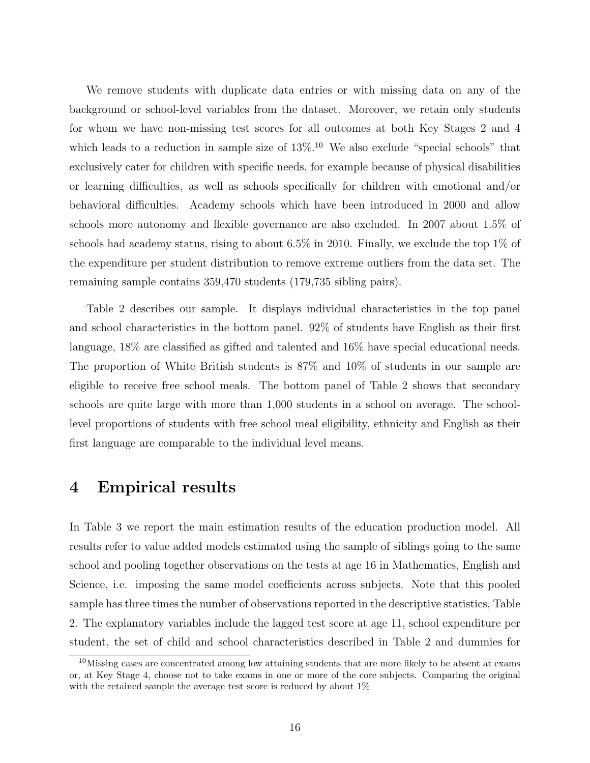We remove students with duplicate data entries or with missing data on any of the background or school-level variables from the dataset. Moreover, we retain only students for whom we have non-missing test scores for all outcomes at both Key Stages 2 and 4 which leads to a reduction in sample size of 13%.[10] We also exclude "special schools" that exclusively cater for children with specific needs, for example because of physical disabilities or learning difficulties, as well as schools specifically for children with emotional and/or behavioral difficulties. Academy schools which have been introduced in 2000 and allow schools more autonomy and flexible governance are also excluded. In 2007 about 1.5% of schools had academy status, rising to about 6.5% in 2010. Finally, we exclude the top 1% of the expenditure per student distribution to remove extreme outliers from the data set. The remaining sample contains 359,470 students (179,735 sibling pairs).

Table 2 describes our sample. It displays individual characteristics in the top panel and school characteristics in the bottom panel. 92% of students have English as their first language, 18% are classified as gifted and talented and 16% have special educational needs. The proportion of White British students is 87% and 10% of students in our sample are eligible to receive free school meals. The bottom panel of Table 2 shows that secondary schools are quite large with more than 1,000 students in a school on average. The school-level proportions of students with free school meal eligibility, ethnicity and English as their first language are comparable to the individual level means.

# 4 Empirical results

In Table 3 we report the main estimation results of the education production model. All results refer to value added models estimated using the sample of siblings going to the same school and pooling together observations on the tests at age 16 in Mathematics, English and Science, i.e. imposing the same model coefficients across subjects. Note that this pooled sample has three times the number of observations reported in the descriptive statistics, Table 2. The explanatory variables include the lagged test score at age 11, school expenditure per student, the set of child and school characteristics described in Table 2 and dummies for

[10] Missing cases are concentrated among low attaining students that are more likely to be absent at exams or, at Key Stage 4, choose not to take exams in one or more of the core subjects. Comparing the original with the retained sample the average test score is reduced by about 1%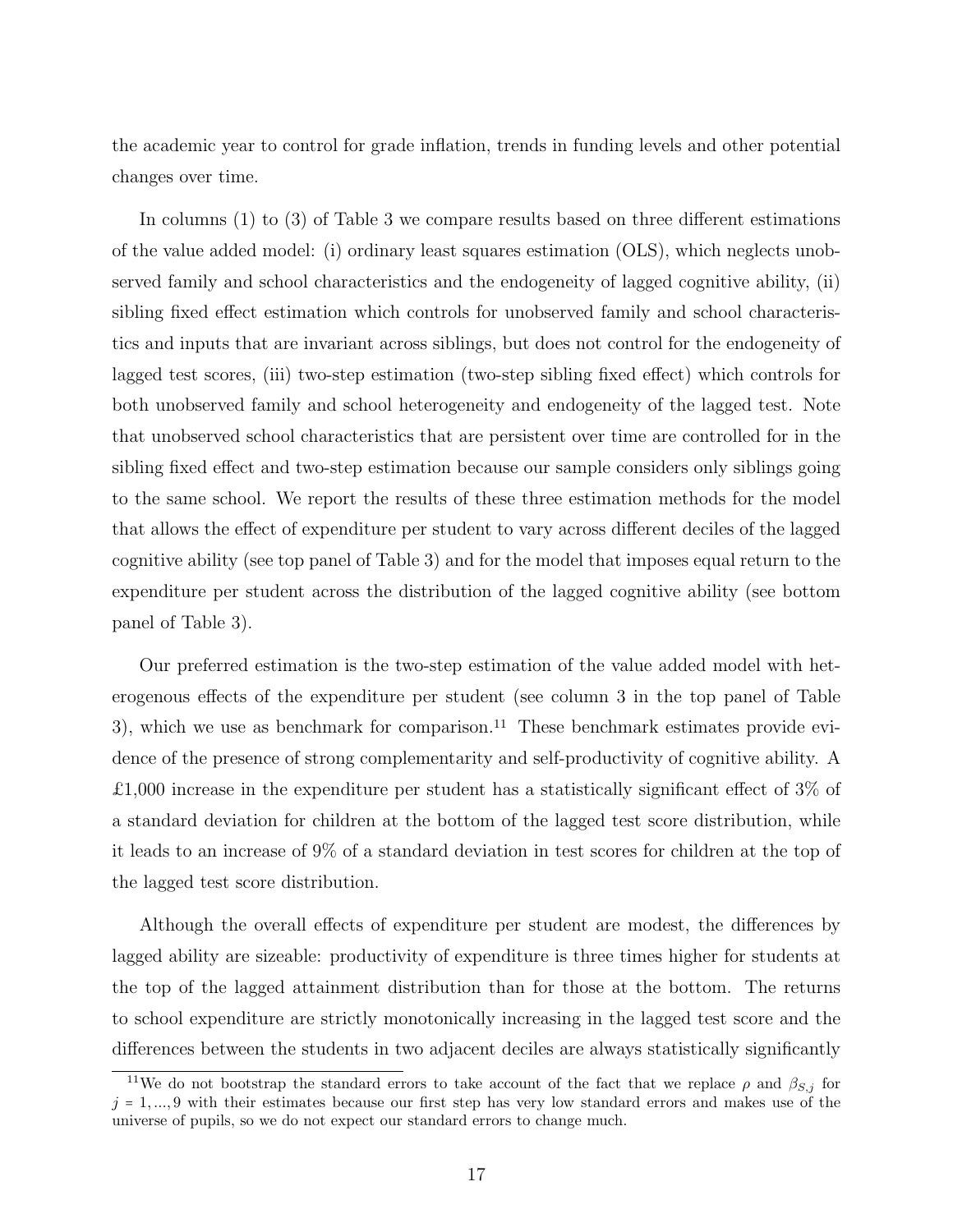the academic year to control for grade inflation, trends in funding levels and other potential changes over time.

In columns (1) to (3) of Table 3 we compare results based on three different estimations of the value added model: (i) ordinary least squares estimation (OLS), which neglects unobserved family and school characteristics and the endogeneity of lagged cognitive ability, (ii) sibling fixed effect estimation which controls for unobserved family and school characteristics and inputs that are invariant across siblings, but does not control for the endogeneity of lagged test scores, (iii) two-step estimation (two-step sibling fixed effect) which controls for both unobserved family and school heterogeneity and endogeneity of the lagged test. Note that unobserved school characteristics that are persistent over time are controlled for in the sibling fixed effect and two-step estimation because our sample considers only siblings going to the same school. We report the results of these three estimation methods for the model that allows the effect of expenditure per student to vary across different deciles of the lagged cognitive ability (see top panel of Table 3) and for the model that imposes equal return to the expenditure per student across the distribution of the lagged cognitive ability (see bottom panel of Table 3).

Our preferred estimation is the two-step estimation of the value added model with heterogenous effects of the expenditure per student (see column 3 in the top panel of Table 3), which we use as benchmark for comparison.[11] These benchmark estimates provide evidence of the presence of strong complementarity and self-productivity of cognitive ability. A £1,000 increase in the expenditure per student has a statistically significant effect of 3% of a standard deviation for children at the bottom of the lagged test score distribution, while it leads to an increase of 9% of a standard deviation in test scores for children at the top of the lagged test score distribution.

Although the overall effects of expenditure per student are modest, the differences by lagged ability are sizeable: productivity of expenditure is three times higher for students at the top of the lagged attainment distribution than for those at the bottom. The returns to school expenditure are strictly monotonically increasing in the lagged test score and the differences between the students in two adjacent deciles are always statistically significantly

[11] We do not bootstrap the standard errors to take account of the fact that we replace $\rho$ and $\beta_{S,j}$ for $j = 1, ..., 9$ with their estimates because our first step has very low standard errors and makes use of the universe of pupils, so we do not expect our standard errors to change much.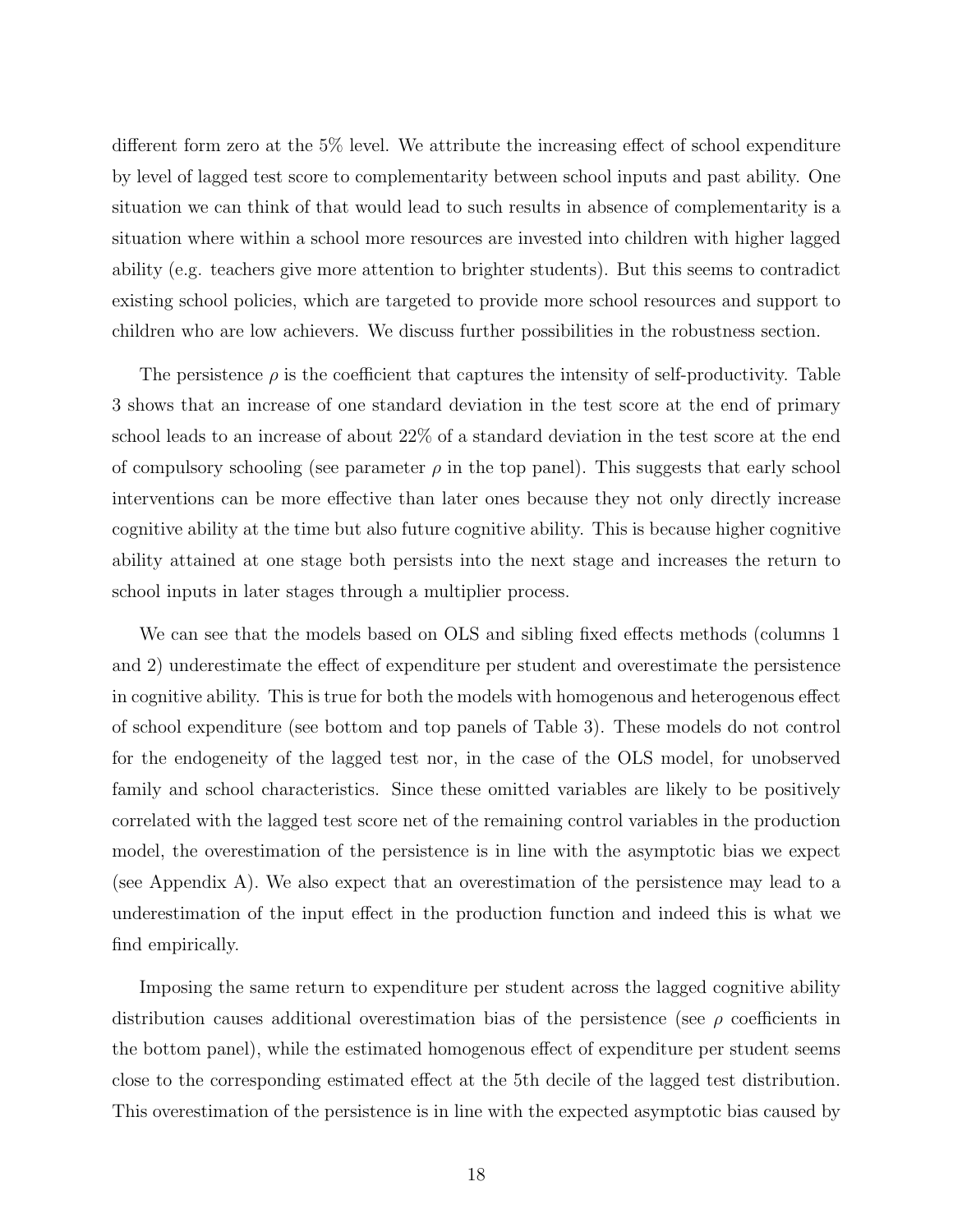different form zero at the 5% level. We attribute the increasing effect of school expenditure by level of lagged test score to complementarity between school inputs and past ability. One situation we can think of that would lead to such results in absence of complementarity is a situation where within a school more resources are invested into children with higher lagged ability (e.g. teachers give more attention to brighter students). But this seems to contradict existing school policies, which are targeted to provide more school resources and support to children who are low achievers. We discuss further possibilities in the robustness section.

The persistence $\rho$ is the coefficient that captures the intensity of self-productivity. Table 3 shows that an increase of one standard deviation in the test score at the end of primary school leads to an increase of about 22% of a standard deviation in the test score at the end of compulsory schooling (see parameter $\rho$ in the top panel). This suggests that early school interventions can be more effective than later ones because they not only directly increase cognitive ability at the time but also future cognitive ability. This is because higher cognitive ability attained at one stage both persists into the next stage and increases the return to school inputs in later stages through a multiplier process.

We can see that the models based on OLS and sibling fixed effects methods (columns 1 and 2) underestimate the effect of expenditure per student and overestimate the persistence in cognitive ability. This is true for both the models with homogenous and heterogenous effect of school expenditure (see bottom and top panels of Table 3). These models do not control for the endogeneity of the lagged test nor, in the case of the OLS model, for unobserved family and school characteristics. Since these omitted variables are likely to be positively correlated with the lagged test score net of the remaining control variables in the production model, the overestimation of the persistence is in line with the asymptotic bias we expect (see Appendix A). We also expect that an overestimation of the persistence may lead to a underestimation of the input effect in the production function and indeed this is what we find empirically.

Imposing the same return to expenditure per student across the lagged cognitive ability distribution causes additional overestimation bias of the persistence (see $\rho$ coefficients in the bottom panel), while the estimated homogenous effect of expenditure per student seems close to the corresponding estimated effect at the 5th decile of the lagged test distribution. This overestimation of the persistence is in line with the expected asymptotic bias caused by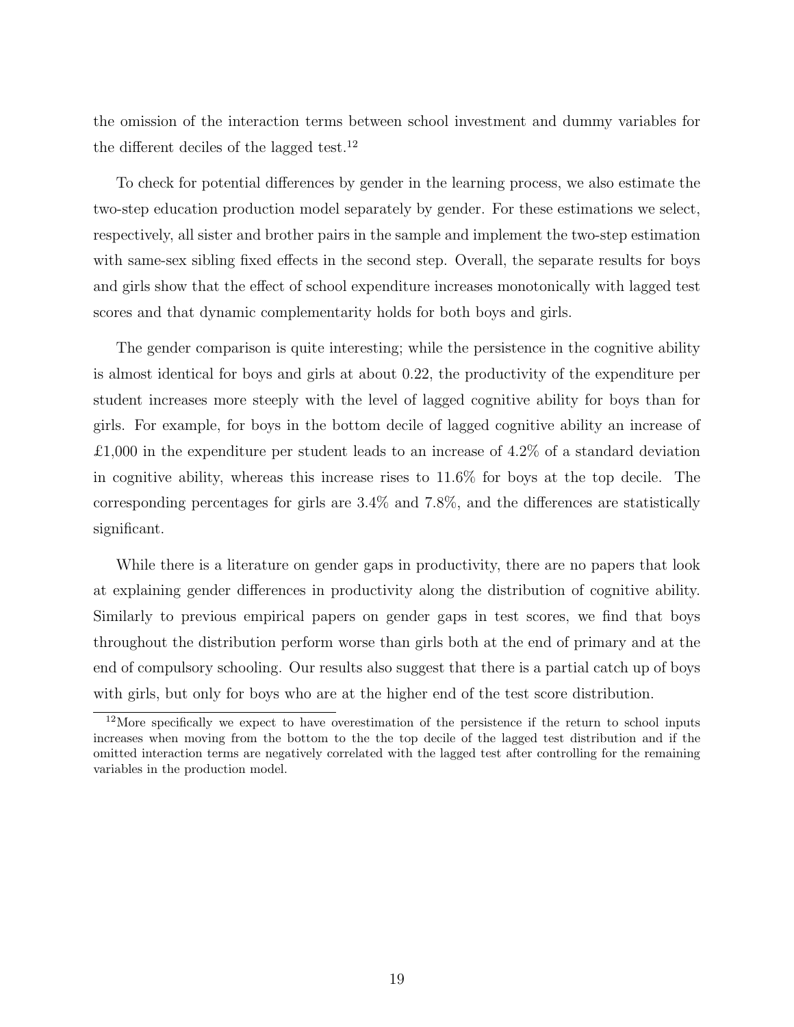the omission of the interaction terms between school investment and dummy variables for the different deciles of the lagged test.[12]

To check for potential differences by gender in the learning process, we also estimate the two-step education production model separately by gender. For these estimations we select, respectively, all sister and brother pairs in the sample and implement the two-step estimation with same-sex sibling fixed effects in the second step. Overall, the separate results for boys and girls show that the effect of school expenditure increases monotonically with lagged test scores and that dynamic complementarity holds for both boys and girls.

The gender comparison is quite interesting; while the persistence in the cognitive ability is almost identical for boys and girls at about 0.22, the productivity of the expenditure per student increases more steeply with the level of lagged cognitive ability for boys than for girls. For example, for boys in the bottom decile of lagged cognitive ability an increase of £1,000 in the expenditure per student leads to an increase of 4.2% of a standard deviation in cognitive ability, whereas this increase rises to 11.6% for boys at the top decile. The corresponding percentages for girls are 3.4% and 7.8%, and the differences are statistically significant.

While there is a literature on gender gaps in productivity, there are no papers that look at explaining gender differences in productivity along the distribution of cognitive ability. Similarly to previous empirical papers on gender gaps in test scores, we find that boys throughout the distribution perform worse than girls both at the end of primary and at the end of compulsory schooling. Our results also suggest that there is a partial catch up of boys with girls, but only for boys who are at the higher end of the test score distribution.

[12] More specifically we expect to have overestimation of the persistence if the return to school inputs increases when moving from the bottom to the the top decile of the lagged test distribution and if the omitted interaction terms are negatively correlated with the lagged test after controlling for the remaining variables in the production model.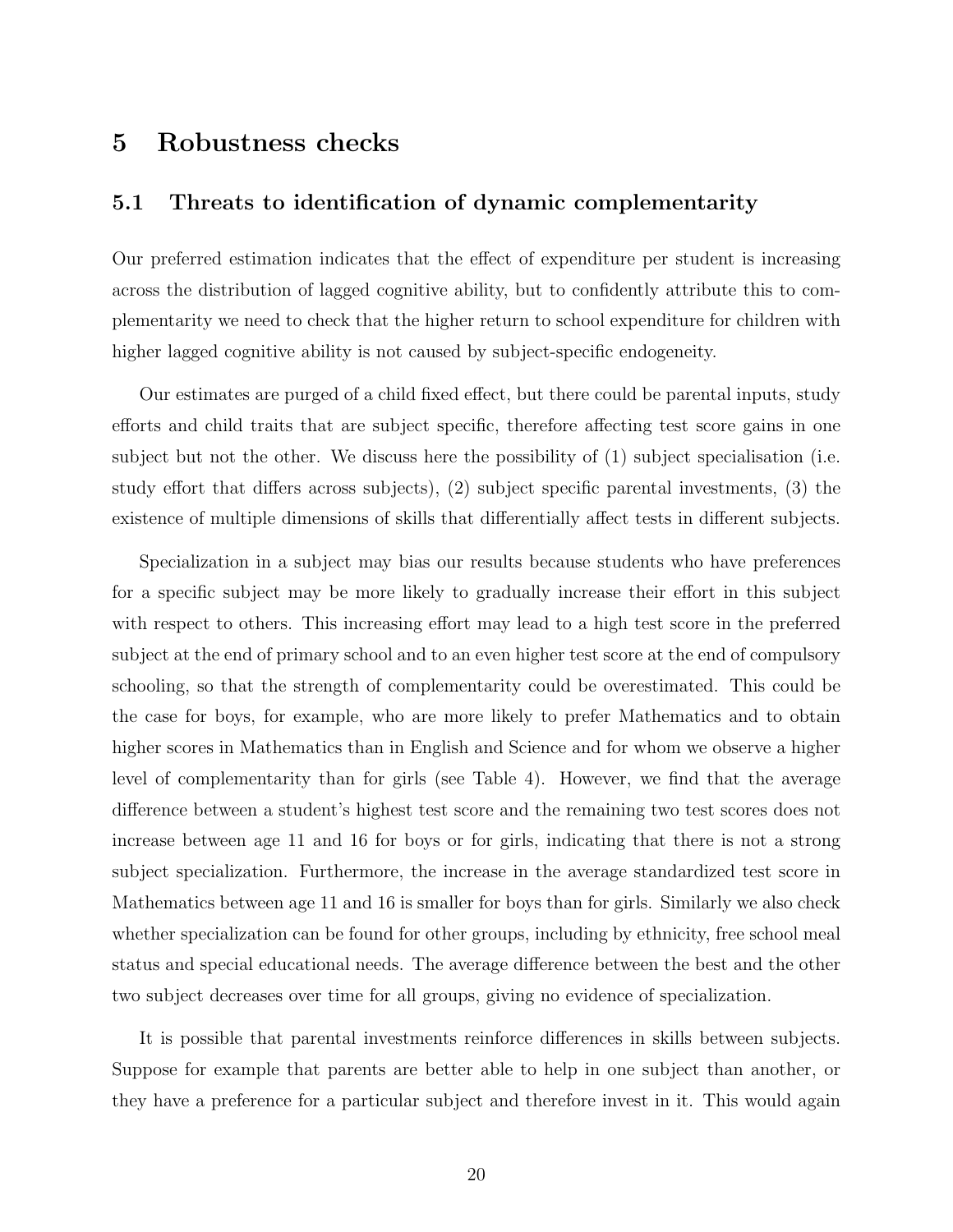# 5 Robustness checks

## 5.1 Threats to identification of dynamic complementarity

Our preferred estimation indicates that the effect of expenditure per student is increasing across the distribution of lagged cognitive ability, but to confidently attribute this to complementarity we need to check that the higher return to school expenditure for children with higher lagged cognitive ability is not caused by subject-specific endogeneity.

Our estimates are purged of a child fixed effect, but there could be parental inputs, study efforts and child traits that are subject specific, therefore affecting test score gains in one subject but not the other. We discuss here the possibility of (1) subject specialisation (i.e. study effort that differs across subjects), (2) subject specific parental investments, (3) the existence of multiple dimensions of skills that differentially affect tests in different subjects.

Specialization in a subject may bias our results because students who have preferences for a specific subject may be more likely to gradually increase their effort in this subject with respect to others. This increasing effort may lead to a high test score in the preferred subject at the end of primary school and to an even higher test score at the end of compulsory schooling, so that the strength of complementarity could be overestimated. This could be the case for boys, for example, who are more likely to prefer Mathematics and to obtain higher scores in Mathematics than in English and Science and for whom we observe a higher level of complementarity than for girls (see Table 4). However, we find that the average difference between a student's highest test score and the remaining two test scores does not increase between age 11 and 16 for boys or for girls, indicating that there is not a strong subject specialization. Furthermore, the increase in the average standardized test score in Mathematics between age 11 and 16 is smaller for boys than for girls. Similarly we also check whether specialization can be found for other groups, including by ethnicity, free school meal status and special educational needs. The average difference between the best and the other two subject decreases over time for all groups, giving no evidence of specialization.

It is possible that parental investments reinforce differences in skills between subjects. Suppose for example that parents are better able to help in one subject than another, or they have a preference for a particular subject and therefore invest in it. This would again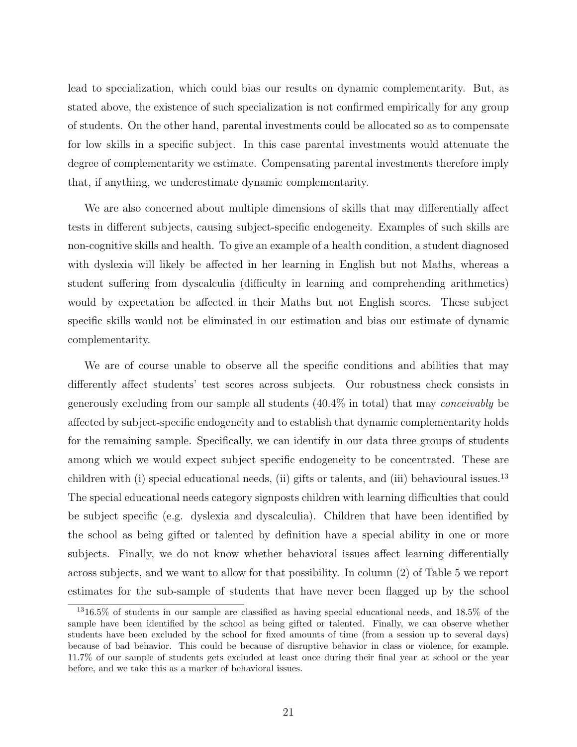lead to specialization, which could bias our results on dynamic complementarity. But, as stated above, the existence of such specialization is not confirmed empirically for any group of students. On the other hand, parental investments could be allocated so as to compensate for low skills in a specific subject. In this case parental investments would attenuate the degree of complementarity we estimate. Compensating parental investments therefore imply that, if anything, we underestimate dynamic complementarity.

We are also concerned about multiple dimensions of skills that may differentially affect tests in different subjects, causing subject-specific endogeneity. Examples of such skills are non-cognitive skills and health. To give an example of a health condition, a student diagnosed with dyslexia will likely be affected in her learning in English but not Maths, whereas a student suffering from dyscalculia (difficulty in learning and comprehending arithmetics) would by expectation be affected in their Maths but not English scores. These subject specific skills would not be eliminated in our estimation and bias our estimate of dynamic complementarity.

We are of course unable to observe all the specific conditions and abilities that may differently affect students' test scores across subjects. Our robustness check consists in generously excluding from our sample all students (40.4% in total) that may *conceivably* be affected by subject-specific endogeneity and to establish that dynamic complementarity holds for the remaining sample. Specifically, we can identify in our data three groups of students among which we would expect subject specific endogeneity to be concentrated. These are children with (i) special educational needs, (ii) gifts or talents, and (iii) behavioural issues.[13] The special educational needs category signposts children with learning difficulties that could be subject specific (e.g. dyslexia and dyscalculia). Children that have been identified by the school as being gifted or talented by definition have a special ability in one or more subjects. Finally, we do not know whether behavioral issues affect learning differentially across subjects, and we want to allow for that possibility. In column (2) of Table 5 we report estimates for the sub-sample of students that have never been flagged up by the school

[13] 16.5% of students in our sample are classified as having special educational needs, and 18.5% of the sample have been identified by the school as being gifted or talented. Finally, we can observe whether students have been excluded by the school for fixed amounts of time (from a session up to several days) because of bad behavior. This could be because of disruptive behavior in class or violence, for example. 11.7% of our sample of students gets excluded at least once during their final year at school or the year before, and we take this as a marker of behavioral issues.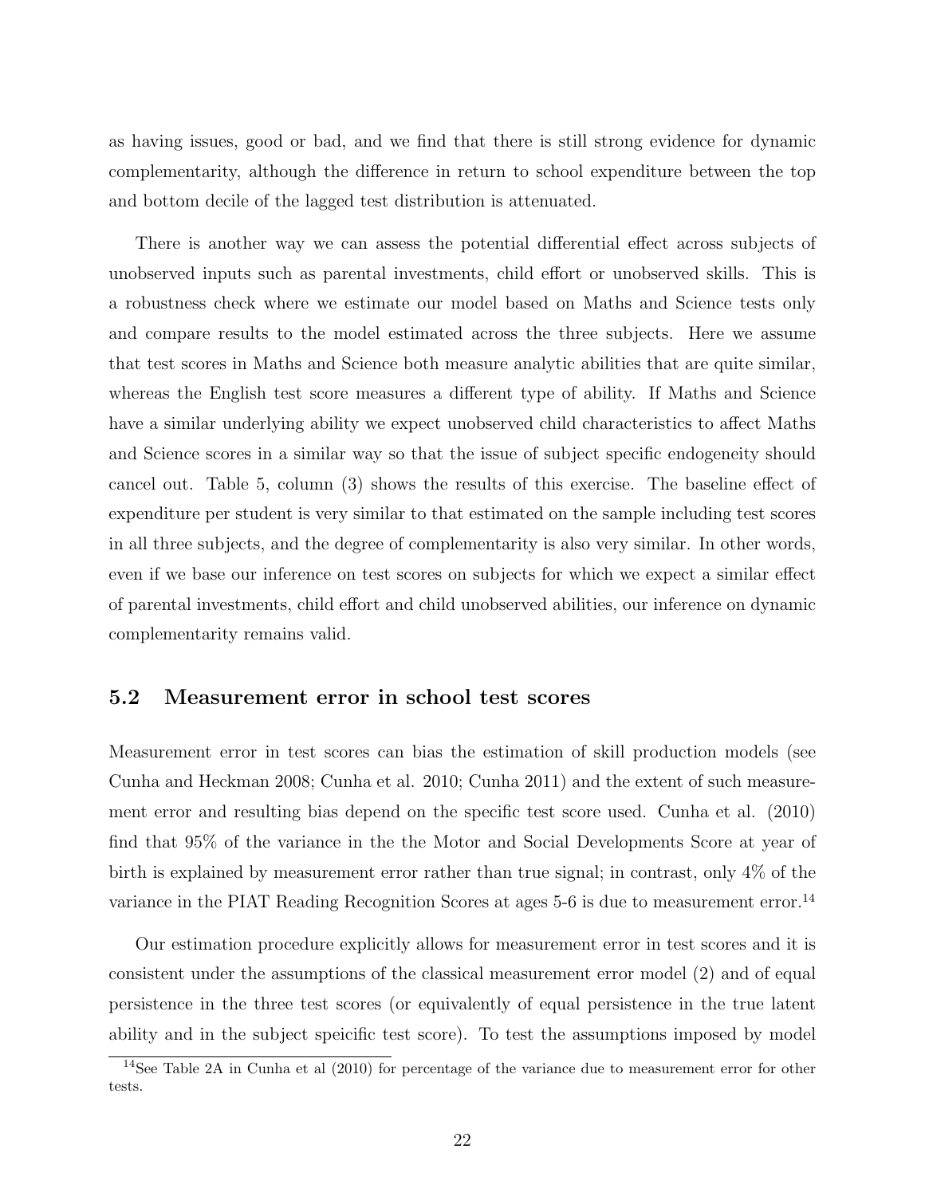as having issues, good or bad, and we find that there is still strong evidence for dynamic complementarity, although the difference in return to school expenditure between the top and bottom decile of the lagged test distribution is attenuated.

There is another way we can assess the potential differential effect across subjects of unobserved inputs such as parental investments, child effort or unobserved skills. This is a robustness check where we estimate our model based on Maths and Science tests only and compare results to the model estimated across the three subjects. Here we assume that test scores in Maths and Science both measure analytic abilities that are quite similar, whereas the English test score measures a different type of ability. If Maths and Science have a similar underlying ability we expect unobserved child characteristics to affect Maths and Science scores in a similar way so that the issue of subject specific endogeneity should cancel out. Table 5, column (3) shows the results of this exercise. The baseline effect of expenditure per student is very similar to that estimated on the sample including test scores in all three subjects, and the degree of complementarity is also very similar. In other words, even if we base our inference on test scores on subjects for which we expect a similar effect of parental investments, child effort and child unobserved abilities, our inference on dynamic complementarity remains valid.

## 5.2 Measurement error in school test scores

Measurement error in test scores can bias the estimation of skill production models (see Cunha and Heckman 2008; Cunha et al. 2010; Cunha 2011) and the extent of such measurement error and resulting bias depend on the specific test score used. Cunha et al. (2010) find that 95% of the variance in the the Motor and Social Developments Score at year of birth is explained by measurement error rather than true signal; in contrast, only 4% of the variance in the PIAT Reading Recognition Scores at ages 5-6 is due to measurement error.[14]

Our estimation procedure explicitly allows for measurement error in test scores and it is consistent under the assumptions of the classical measurement error model (2) and of equal persistence in the three test scores (or equivalently of equal persistence in the true latent ability and in the subject speicific test score). To test the assumptions imposed by model

[14] See Table 2A in Cunha et al (2010) for percentage of the variance due to measurement error for other tests.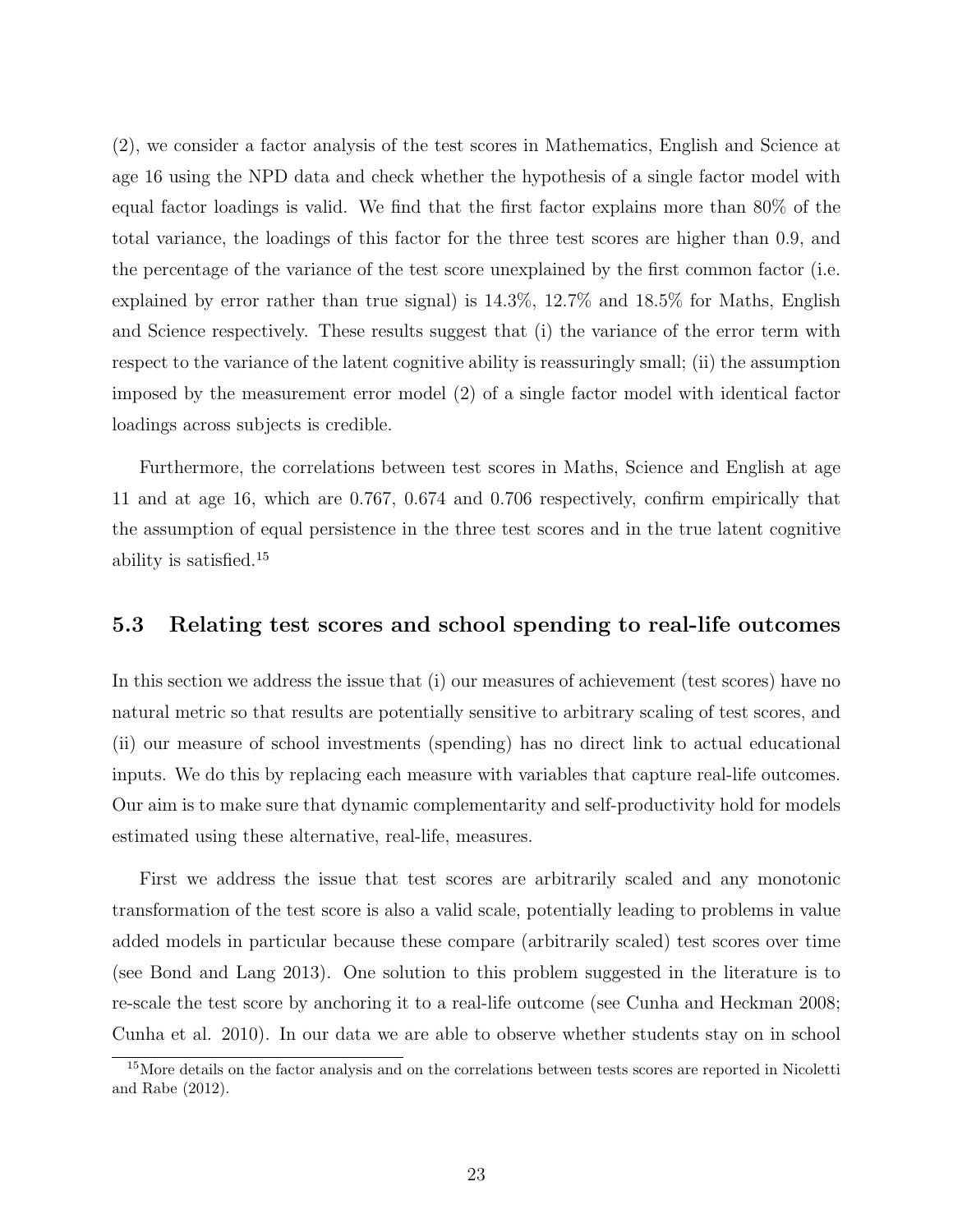(2), we consider a factor analysis of the test scores in Mathematics, English and Science at age 16 using the NPD data and check whether the hypothesis of a single factor model with equal factor loadings is valid. We find that the first factor explains more than 80% of the total variance, the loadings of this factor for the three test scores are higher than 0.9, and the percentage of the variance of the test score unexplained by the first common factor (i.e. explained by error rather than true signal) is 14.3%, 12.7% and 18.5% for Maths, English and Science respectively. These results suggest that (i) the variance of the error term with respect to the variance of the latent cognitive ability is reassuringly small; (ii) the assumption imposed by the measurement error model (2) of a single factor model with identical factor loadings across subjects is credible.

Furthermore, the correlations between test scores in Maths, Science and English at age 11 and at age 16, which are 0.767, 0.674 and 0.706 respectively, confirm empirically that the assumption of equal persistence in the three test scores and in the true latent cognitive ability is satisfied.[15]

### 5.3 Relating test scores and school spending to real-life outcomes

In this section we address the issue that (i) our measures of achievement (test scores) have no natural metric so that results are potentially sensitive to arbitrary scaling of test scores, and (ii) our measure of school investments (spending) has no direct link to actual educational inputs. We do this by replacing each measure with variables that capture real-life outcomes. Our aim is to make sure that dynamic complementarity and self-productivity hold for models estimated using these alternative, real-life, measures.

First we address the issue that test scores are arbitrarily scaled and any monotonic transformation of the test score is also a valid scale, potentially leading to problems in value added models in particular because these compare (arbitrarily scaled) test scores over time (see Bond and Lang 2013). One solution to this problem suggested in the literature is to re-scale the test score by anchoring it to a real-life outcome (see Cunha and Heckman 2008; Cunha et al. 2010). In our data we are able to observe whether students stay on in school

[15] More details on the factor analysis and on the correlations between tests scores are reported in Nicoletti and Rabe (2012).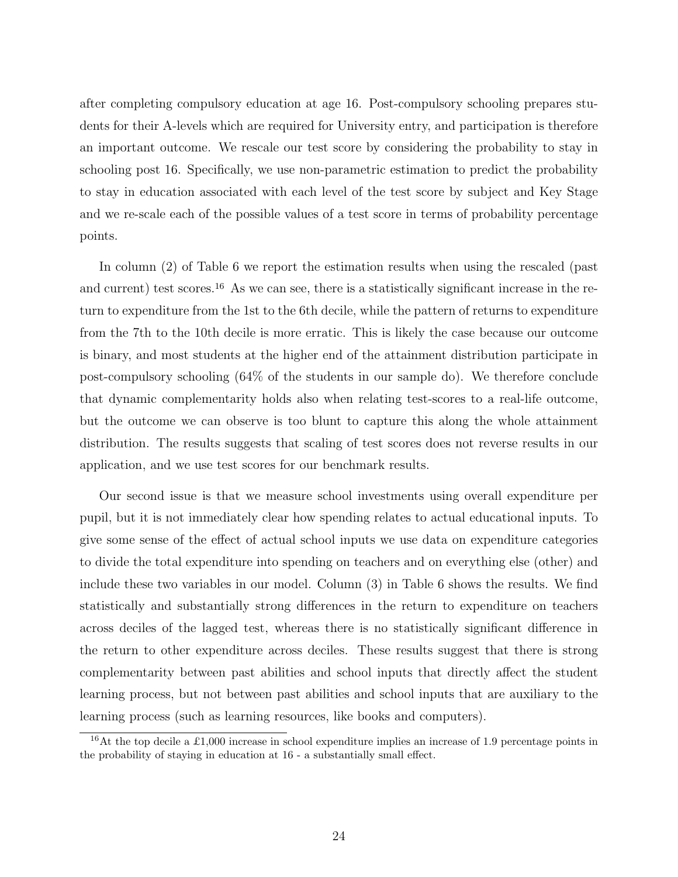after completing compulsory education at age 16. Post-compulsory schooling prepares students for their A-levels which are required for University entry, and participation is therefore an important outcome. We rescale our test score by considering the probability to stay in schooling post 16. Specifically, we use non-parametric estimation to predict the probability to stay in education associated with each level of the test score by subject and Key Stage and we re-scale each of the possible values of a test score in terms of probability percentage points.

In column (2) of Table 6 we report the estimation results when using the rescaled (past and current) test scores.[16] As we can see, there is a statistically significant increase in the return to expenditure from the 1st to the 6th decile, while the pattern of returns to expenditure from the 7th to the 10th decile is more erratic. This is likely the case because our outcome is binary, and most students at the higher end of the attainment distribution participate in post-compulsory schooling (64% of the students in our sample do). We therefore conclude that dynamic complementarity holds also when relating test-scores to a real-life outcome, but the outcome we can observe is too blunt to capture this along the whole attainment distribution. The results suggests that scaling of test scores does not reverse results in our application, and we use test scores for our benchmark results.

Our second issue is that we measure school investments using overall expenditure per pupil, but it is not immediately clear how spending relates to actual educational inputs. To give some sense of the effect of actual school inputs we use data on expenditure categories to divide the total expenditure into spending on teachers and on everything else (other) and include these two variables in our model. Column (3) in Table 6 shows the results. We find statistically and substantially strong differences in the return to expenditure on teachers across deciles of the lagged test, whereas there is no statistically significant difference in the return to other expenditure across deciles. These results suggest that there is strong complementarity between past abilities and school inputs that directly affect the student learning process, but not between past abilities and school inputs that are auxiliary to the learning process (such as learning resources, like books and computers).

[16] At the top decile a £1,000 increase in school expenditure implies an increase of 1.9 percentage points in the probability of staying in education at 16 - a substantially small effect.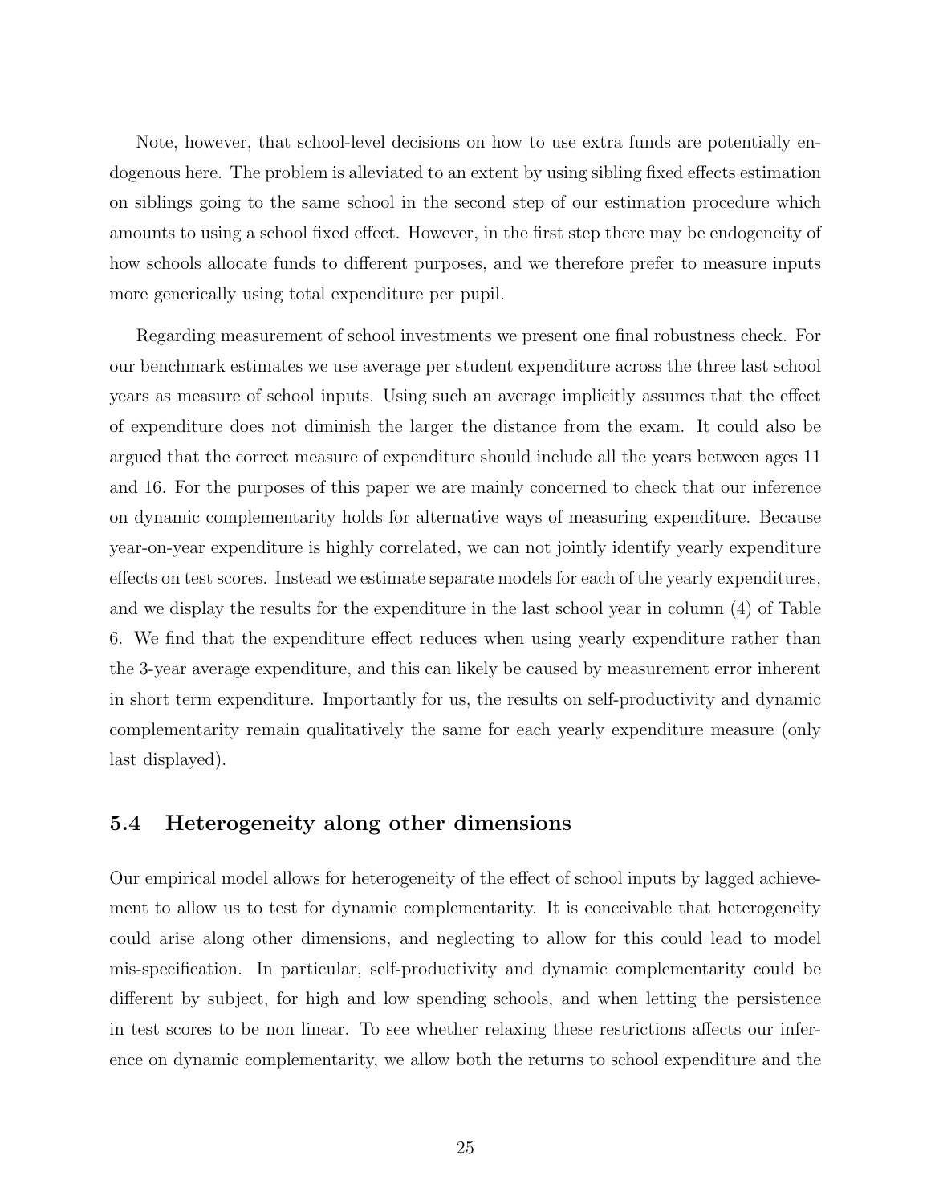Note, however, that school-level decisions on how to use extra funds are potentially endogenous here. The problem is alleviated to an extent by using sibling fixed effects estimation on siblings going to the same school in the second step of our estimation procedure which amounts to using a school fixed effect. However, in the first step there may be endogeneity of how schools allocate funds to different purposes, and we therefore prefer to measure inputs more generically using total expenditure per pupil.

Regarding measurement of school investments we present one final robustness check. For our benchmark estimates we use average per student expenditure across the three last school years as measure of school inputs. Using such an average implicitly assumes that the effect of expenditure does not diminish the larger the distance from the exam. It could also be argued that the correct measure of expenditure should include all the years between ages 11 and 16. For the purposes of this paper we are mainly concerned to check that our inference on dynamic complementarity holds for alternative ways of measuring expenditure. Because year-on-year expenditure is highly correlated, we can not jointly identify yearly expenditure effects on test scores. Instead we estimate separate models for each of the yearly expenditures, and we display the results for the expenditure in the last school year in column (4) of Table 6. We find that the expenditure effect reduces when using yearly expenditure rather than the 3-year average expenditure, and this can likely be caused by measurement error inherent in short term expenditure. Importantly for us, the results on self-productivity and dynamic complementarity remain qualitatively the same for each yearly expenditure measure (only last displayed).

## 5.4 Heterogeneity along other dimensions

Our empirical model allows for heterogeneity of the effect of school inputs by lagged achievement to allow us to test for dynamic complementarity. It is conceivable that heterogeneity could arise along other dimensions, and neglecting to allow for this could lead to model mis-specification. In particular, self-productivity and dynamic complementarity could be different by subject, for high and low spending schools, and when letting the persistence in test scores to be non linear. To see whether relaxing these restrictions affects our inference on dynamic complementarity, we allow both the returns to school expenditure and the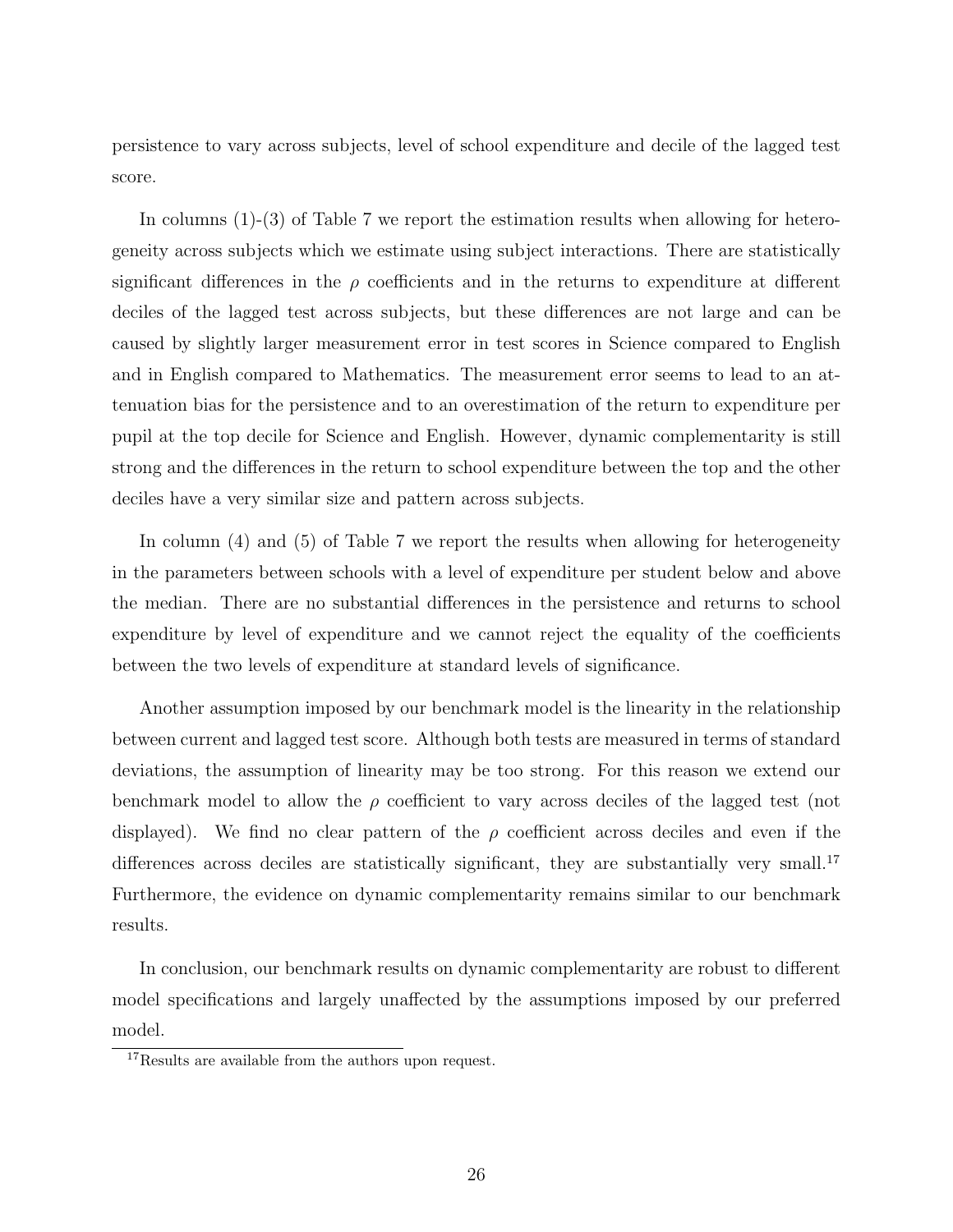persistence to vary across subjects, level of school expenditure and decile of the lagged test score.

In columns (1)-(3) of Table 7 we report the estimation results when allowing for heterogeneity across subjects which we estimate using subject interactions. There are statistically significant differences in the $\rho$ coefficients and in the returns to expenditure at different deciles of the lagged test across subjects, but these differences are not large and can be caused by slightly larger measurement error in test scores in Science compared to English and in English compared to Mathematics. The measurement error seems to lead to an attenuation bias for the persistence and to an overestimation of the return to expenditure per pupil at the top decile for Science and English. However, dynamic complementarity is still strong and the differences in the return to school expenditure between the top and the other deciles have a very similar size and pattern across subjects.

In column (4) and (5) of Table 7 we report the results when allowing for heterogeneity in the parameters between schools with a level of expenditure per student below and above the median. There are no substantial differences in the persistence and returns to school expenditure by level of expenditure and we cannot reject the equality of the coefficients between the two levels of expenditure at standard levels of significance.

Another assumption imposed by our benchmark model is the linearity in the relationship between current and lagged test score. Although both tests are measured in terms of standard deviations, the assumption of linearity may be too strong. For this reason we extend our benchmark model to allow the $\rho$ coefficient to vary across deciles of the lagged test (not displayed). We find no clear pattern of the $\rho$ coefficient across deciles and even if the differences across deciles are statistically significant, they are substantially very small.[17] Furthermore, the evidence on dynamic complementarity remains similar to our benchmark results.

In conclusion, our benchmark results on dynamic complementarity are robust to different model specifications and largely unaffected by the assumptions imposed by our preferred model.

[17] Results are available from the authors upon request.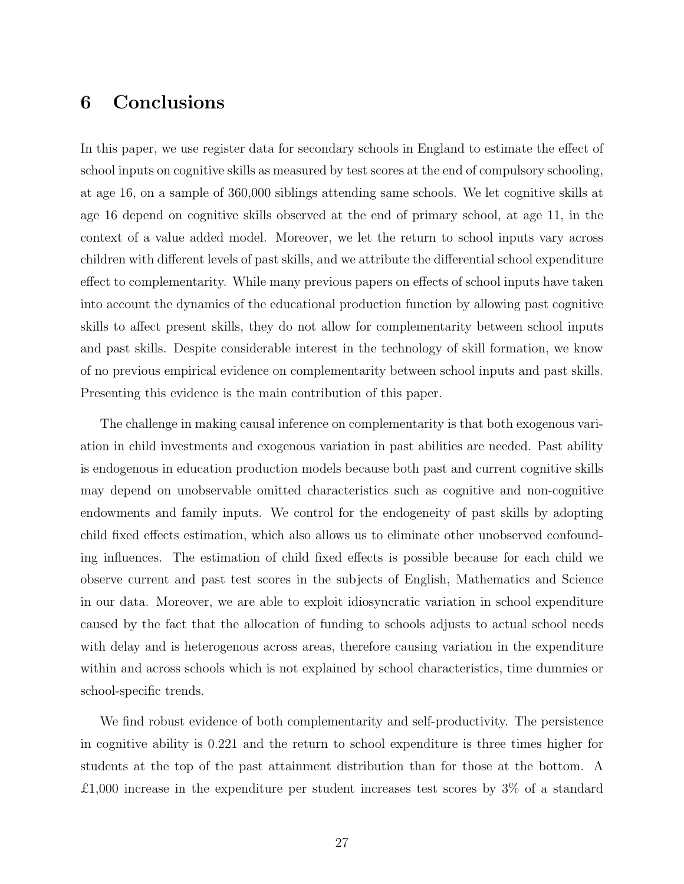# 6 Conclusions

In this paper, we use register data for secondary schools in England to estimate the effect of school inputs on cognitive skills as measured by test scores at the end of compulsory schooling, at age 16, on a sample of 360,000 siblings attending same schools. We let cognitive skills at age 16 depend on cognitive skills observed at the end of primary school, at age 11, in the context of a value added model. Moreover, we let the return to school inputs vary across children with different levels of past skills, and we attribute the differential school expenditure effect to complementarity. While many previous papers on effects of school inputs have taken into account the dynamics of the educational production function by allowing past cognitive skills to affect present skills, they do not allow for complementarity between school inputs and past skills. Despite considerable interest in the technology of skill formation, we know of no previous empirical evidence on complementarity between school inputs and past skills. Presenting this evidence is the main contribution of this paper.

The challenge in making causal inference on complementarity is that both exogenous variation in child investments and exogenous variation in past abilities are needed. Past ability is endogenous in education production models because both past and current cognitive skills may depend on unobservable omitted characteristics such as cognitive and non-cognitive endowments and family inputs. We control for the endogeneity of past skills by adopting child fixed effects estimation, which also allows us to eliminate other unobserved confounding influences. The estimation of child fixed effects is possible because for each child we observe current and past test scores in the subjects of English, Mathematics and Science in our data. Moreover, we are able to exploit idiosyncratic variation in school expenditure caused by the fact that the allocation of funding to schools adjusts to actual school needs with delay and is heterogenous across areas, therefore causing variation in the expenditure within and across schools which is not explained by school characteristics, time dummies or school-specific trends.

We find robust evidence of both complementarity and self-productivity. The persistence in cognitive ability is 0.221 and the return to school expenditure is three times higher for students at the top of the past attainment distribution than for those at the bottom. A £1,000 increase in the expenditure per student increases test scores by 3% of a standard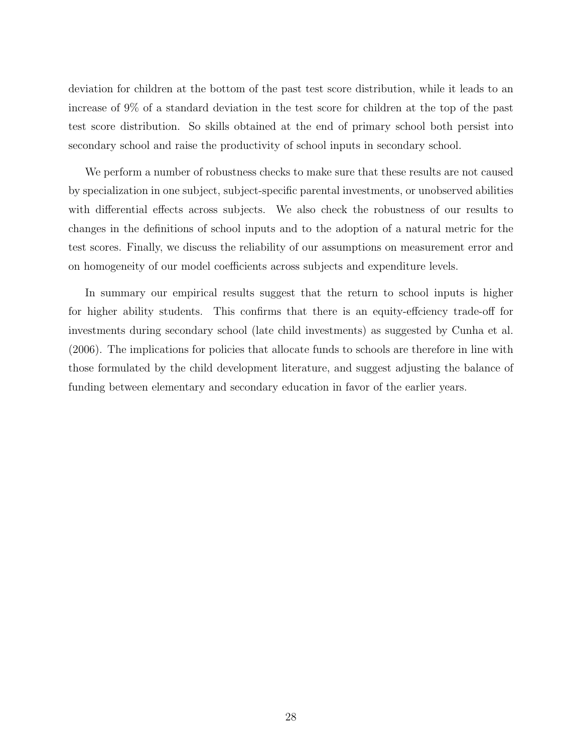deviation for children at the bottom of the past test score distribution, while it leads to an increase of 9% of a standard deviation in the test score for children at the top of the past test score distribution. So skills obtained at the end of primary school both persist into secondary school and raise the productivity of school inputs in secondary school.

We perform a number of robustness checks to make sure that these results are not caused by specialization in one subject, subject-specific parental investments, or unobserved abilities with differential effects across subjects. We also check the robustness of our results to changes in the definitions of school inputs and to the adoption of a natural metric for the test scores. Finally, we discuss the reliability of our assumptions on measurement error and on homogeneity of our model coefficients across subjects and expenditure levels.

In summary our empirical results suggest that the return to school inputs is higher for higher ability students. This confirms that there is an equity-effciency trade-off for investments during secondary school (late child investments) as suggested by Cunha et al. (2006). The implications for policies that allocate funds to schools are therefore in line with those formulated by the child development literature, and suggest adjusting the balance of funding between elementary and secondary education in favor of the earlier years.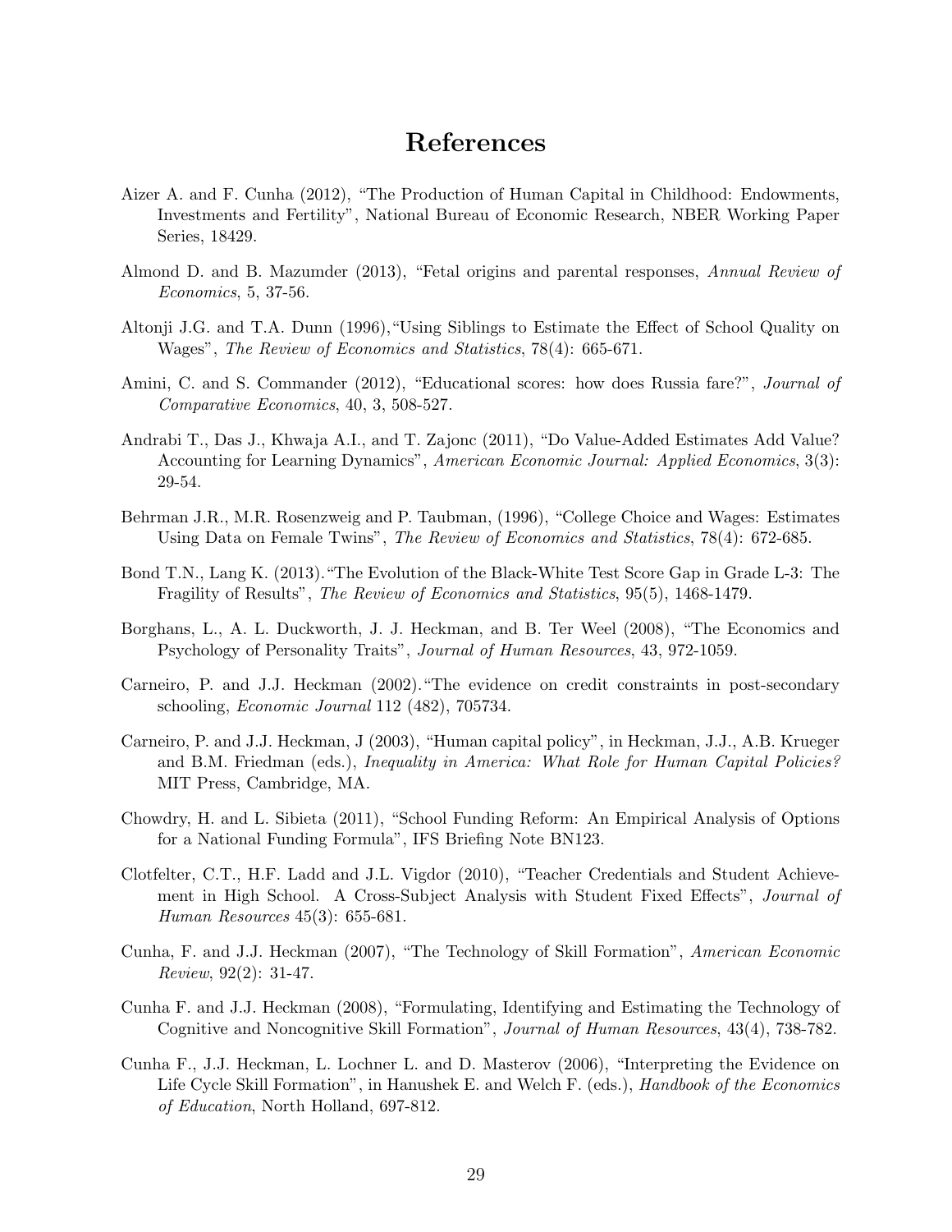# References

Aizer A. and F. Cunha (2012), "The Production of Human Capital in Childhood: Endowments, Investments and Fertility", National Bureau of Economic Research, NBER Working Paper Series, 18429.

Almond D. and B. Mazumder (2013), "Fetal origins and parental responses, *Annual Review of Economics*, 5, 37-56.

Altonji J.G. and T.A. Dunn (1996),"Using Siblings to Estimate the Effect of School Quality on Wages", *The Review of Economics and Statistics*, 78(4): 665-671.

Amini, C. and S. Commander (2012), "Educational scores: how does Russia fare?", *Journal of Comparative Economics*, 40, 3, 508-527.

Andrabi T., Das J., Khwaja A.I., and T. Zajonc (2011), "Do Value-Added Estimates Add Value? Accounting for Learning Dynamics", *American Economic Journal: Applied Economics*, 3(3): 29-54.

Behrman J.R., M.R. Rosenzweig and P. Taubman, (1996), "College Choice and Wages: Estimates Using Data on Female Twins", *The Review of Economics and Statistics*, 78(4): 672-685.

Bond T.N., Lang K. (2013)."The Evolution of the Black-White Test Score Gap in Grade L-3: The Fragility of Results", *The Review of Economics and Statistics*, 95(5), 1468-1479.

Borghans, L., A. L. Duckworth, J. J. Heckman, and B. Ter Weel (2008), "The Economics and Psychology of Personality Traits", *Journal of Human Resources*, 43, 972-1059.

Carneiro, P. and J.J. Heckman (2002)."The evidence on credit constraints in post-secondary schooling, *Economic Journal* 112 (482), 705734.

Carneiro, P. and J.J. Heckman, J (2003), "Human capital policy", in Heckman, J.J., A.B. Krueger and B.M. Friedman (eds.), *Inequality in America: What Role for Human Capital Policies?* MIT Press, Cambridge, MA.

Chowdry, H. and L. Sibieta (2011), "School Funding Reform: An Empirical Analysis of Options for a National Funding Formula", IFS Briefing Note BN123.

Clotfelter, C.T., H.F. Ladd and J.L. Vigdor (2010), "Teacher Credentials and Student Achievement in High School. A Cross-Subject Analysis with Student Fixed Effects", *Journal of Human Resources* 45(3): 655-681.

Cunha, F. and J.J. Heckman (2007), "The Technology of Skill Formation", *American Economic Review*, 92(2): 31-47.

Cunha F. and J.J. Heckman (2008), "Formulating, Identifying and Estimating the Technology of Cognitive and Noncognitive Skill Formation", *Journal of Human Resources*, 43(4), 738-782.

Cunha F., J.J. Heckman, L. Lochner L. and D. Masterov (2006), "Interpreting the Evidence on Life Cycle Skill Formation", in Hanushek E. and Welch F. (eds.), *Handbook of the Economics of Education*, North Holland, 697-812.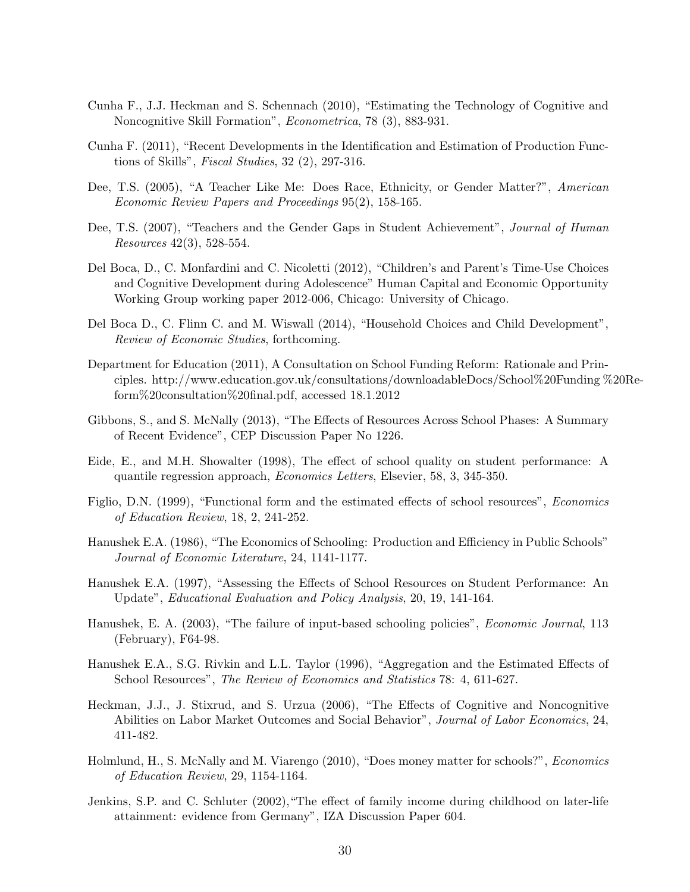Cunha F., J.J. Heckman and S. Schennach (2010), "Estimating the Technology of Cognitive and Noncognitive Skill Formation", *Econometrica*, 78 (3), 883-931.

Cunha F. (2011), "Recent Developments in the Identification and Estimation of Production Functions of Skills", *Fiscal Studies*, 32 (2), 297-316.

Dee, T.S. (2005), "A Teacher Like Me: Does Race, Ethnicity, or Gender Matter?", *American Economic Review Papers and Proceedings* 95(2), 158-165.

Dee, T.S. (2007), "Teachers and the Gender Gaps in Student Achievement", *Journal of Human Resources* 42(3), 528-554.

Del Boca, D., C. Monfardini and C. Nicoletti (2012), "Children's and Parent's Time-Use Choices and Cognitive Development during Adolescence" Human Capital and Economic Opportunity Working Group working paper 2012-006, Chicago: University of Chicago.

Del Boca D., C. Flinn C. and M. Wiswall (2014), "Household Choices and Child Development", *Review of Economic Studies*, forthcoming.

Department for Education (2011), A Consultation on School Funding Reform: Rationale and Principles. http://www.education.gov.uk/consultations/downloadableDocs/School%20Funding %20Reform%20consultation%20final.pdf, accessed 18.1.2012

Gibbons, S., and S. McNally (2013), "The Effects of Resources Across School Phases: A Summary of Recent Evidence", CEP Discussion Paper No 1226.

Eide, E., and M.H. Showalter (1998), The effect of school quality on student performance: A quantile regression approach, *Economics Letters*, Elsevier, 58, 3, 345-350.

Figlio, D.N. (1999), "Functional form and the estimated effects of school resources", *Economics of Education Review*, 18, 2, 241-252.

Hanushek E.A. (1986), "The Economics of Schooling: Production and Efficiency in Public Schools" *Journal of Economic Literature*, 24, 1141-1177.

Hanushek E.A. (1997), "Assessing the Effects of School Resources on Student Performance: An Update", *Educational Evaluation and Policy Analysis*, 20, 19, 141-164.

Hanushek, E. A. (2003), "The failure of input-based schooling policies", *Economic Journal*, 113 (February), F64-98.

Hanushek E.A., S.G. Rivkin and L.L. Taylor (1996), "Aggregation and the Estimated Effects of School Resources", *The Review of Economics and Statistics* 78: 4, 611-627.

Heckman, J.J., J. Stixrud, and S. Urzua (2006), "The Effects of Cognitive and Noncognitive Abilities on Labor Market Outcomes and Social Behavior", *Journal of Labor Economics*, 24, 411-482.

Holmlund, H., S. McNally and M. Viarengo (2010), "Does money matter for schools?", *Economics of Education Review*, 29, 1154-1164.

Jenkins, S.P. and C. Schluter (2002),"The effect of family income during childhood on later-life attainment: evidence from Germany", IZA Discussion Paper 604.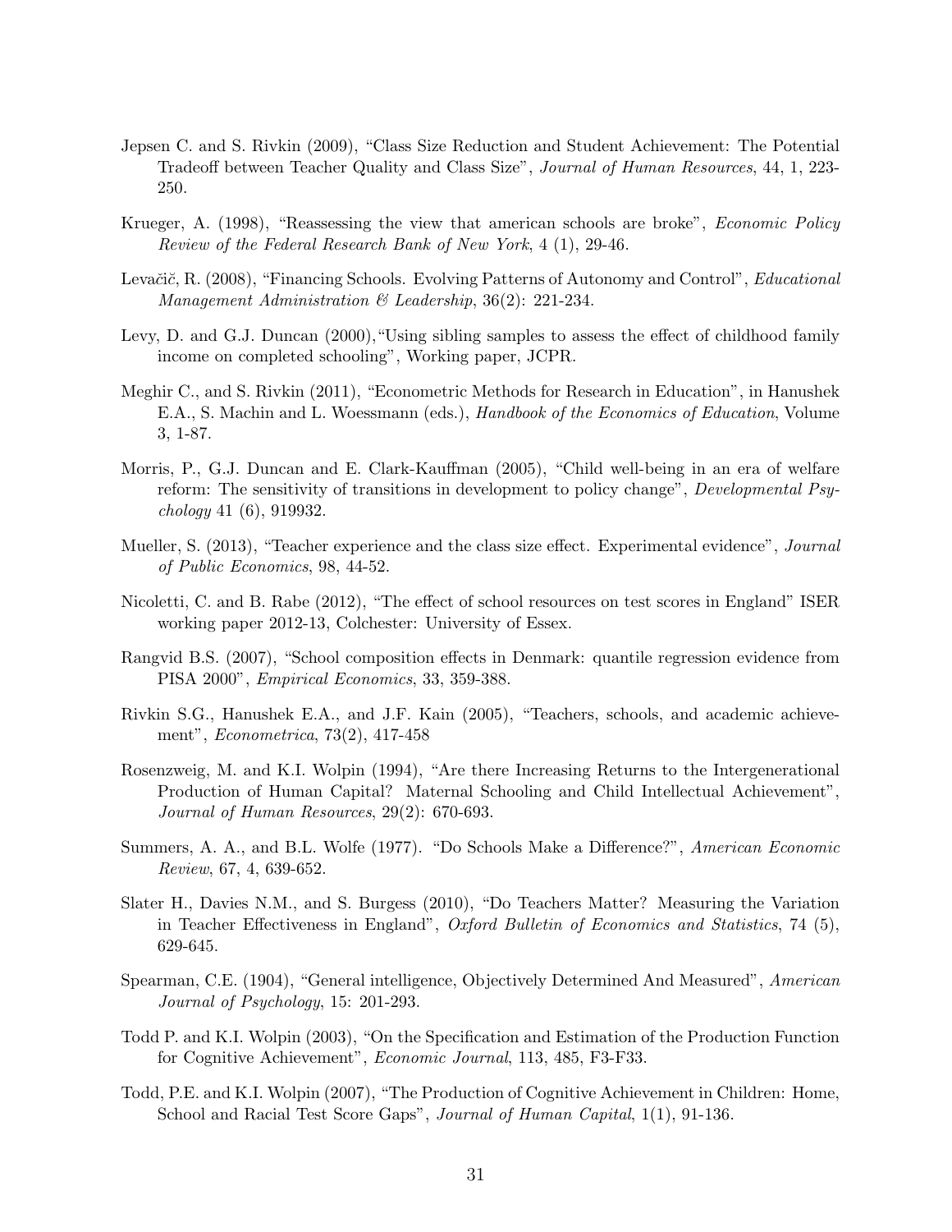Jepsen C. and S. Rivkin (2009), "Class Size Reduction and Student Achievement: The Potential Tradeoff between Teacher Quality and Class Size", *Journal of Human Resources*, 44, 1, 223-250.

Krueger, A. (1998), "Reassessing the view that american schools are broke", *Economic Policy Review of the Federal Research Bank of New York*, 4 (1), 29-46.

Levačič, R. (2008), "Financing Schools. Evolving Patterns of Autonomy and Control", *Educational Management Administration & Leadership*, 36(2): 221-234.

Levy, D. and G.J. Duncan (2000),"Using sibling samples to assess the effect of childhood family income on completed schooling", Working paper, JCPR.

Meghir C., and S. Rivkin (2011), "Econometric Methods for Research in Education", in Hanushek E.A., S. Machin and L. Woessmann (eds.), *Handbook of the Economics of Education*, Volume 3, 1-87.

Morris, P., G.J. Duncan and E. Clark-Kauffman (2005), "Child well-being in an era of welfare reform: The sensitivity of transitions in development to policy change", *Developmental Psychology* 41 (6), 919932.

Mueller, S. (2013), "Teacher experience and the class size effect. Experimental evidence", *Journal of Public Economics*, 98, 44-52.

Nicoletti, C. and B. Rabe (2012), "The effect of school resources on test scores in England" ISER working paper 2012-13, Colchester: University of Essex.

Rangvid B.S. (2007), "School composition effects in Denmark: quantile regression evidence from PISA 2000", *Empirical Economics*, 33, 359-388.

Rivkin S.G., Hanushek E.A., and J.F. Kain (2005), "Teachers, schools, and academic achievement", *Econometrica*, 73(2), 417-458

Rosenzweig, M. and K.I. Wolpin (1994), "Are there Increasing Returns to the Intergenerational Production of Human Capital? Maternal Schooling and Child Intellectual Achievement", *Journal of Human Resources*, 29(2): 670-693.

Summers, A. A., and B.L. Wolfe (1977). "Do Schools Make a Difference?", *American Economic Review*, 67, 4, 639-652.

Slater H., Davies N.M., and S. Burgess (2010), "Do Teachers Matter? Measuring the Variation in Teacher Effectiveness in England", *Oxford Bulletin of Economics and Statistics*, 74 (5), 629-645.

Spearman, C.E. (1904), "General intelligence, Objectively Determined And Measured", *American Journal of Psychology*, 15: 201-293.

Todd P. and K.I. Wolpin (2003), "On the Specification and Estimation of the Production Function for Cognitive Achievement", *Economic Journal*, 113, 485, F3-F33.

Todd, P.E. and K.I. Wolpin (2007), "The Production of Cognitive Achievement in Children: Home, School and Racial Test Score Gaps", *Journal of Human Capital*, 1(1), 91-136.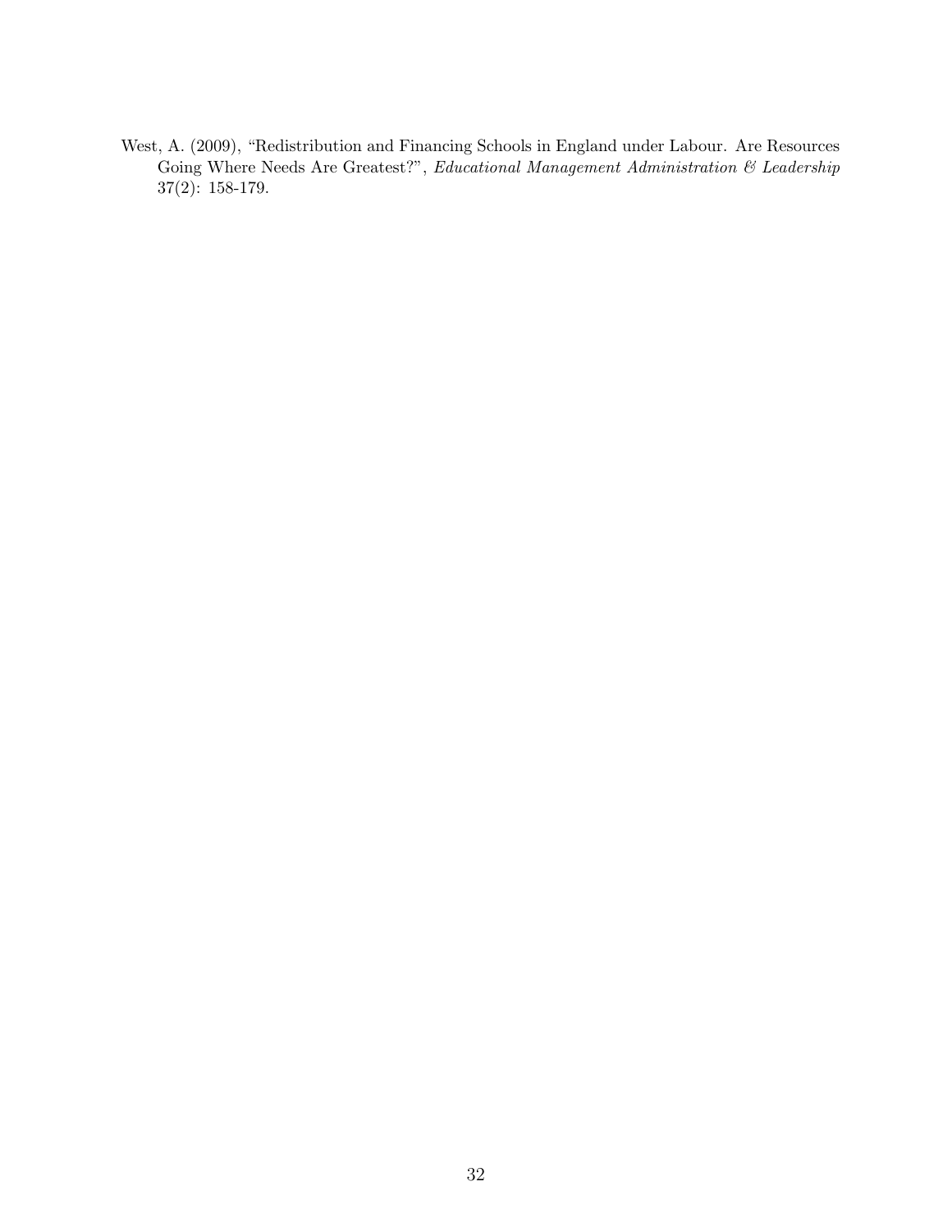West, A. (2009), "Redistribution and Financing Schools in England under Labour. Are Resources Going Where Needs Are Greatest?", *Educational Management Administration & Leadership* 37(2): 158-179.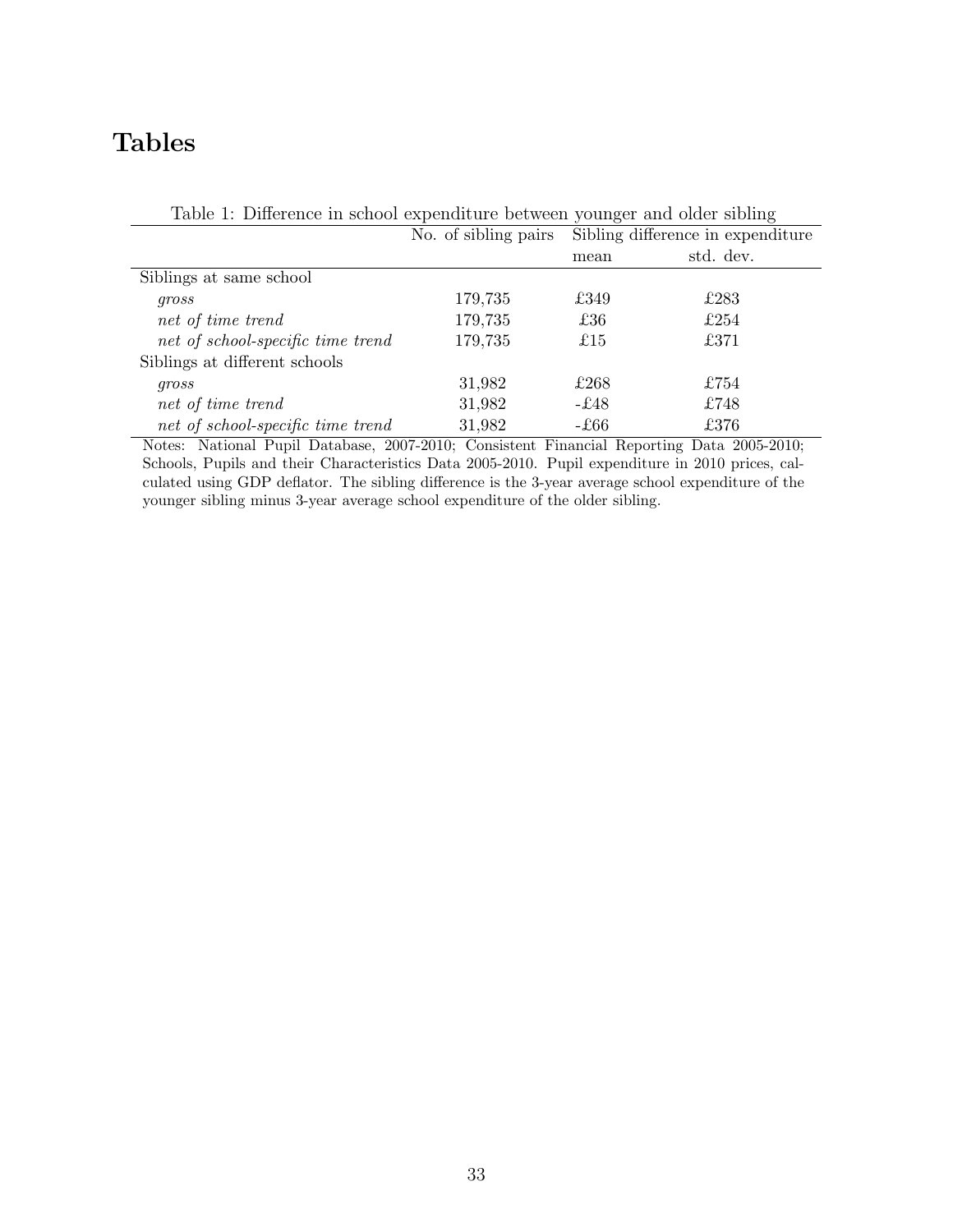# Tables

Table 1: Difference in school expenditure between younger and older sibling

| | No. of sibling pairs | Sibling difference in expenditure | |
|---|---|---|---|
| | | mean | std. dev. |
| Siblings at same school | | | |
| *gross* | 179,735 | £349 | £283 |
| *net of time trend* | 179,735 | £36 | £254 |
| *net of school-specific time trend* | 179,735 | £15 | £371 |
| Siblings at different schools | | | |
| *gross* | 31,982 | £268 | £754 |
| *net of time trend* | 31,982 | -£48 | £748 |
| *net of school-specific time trend* | 31,982 | -£66 | £376 |

Notes: National Pupil Database, 2007-2010; Consistent Financial Reporting Data 2005-2010; Schools, Pupils and their Characteristics Data 2005-2010. Pupil expenditure in 2010 prices, calculated using GDP deflator. The sibling difference is the 3-year average school expenditure of the younger sibling minus 3-year average school expenditure of the older sibling.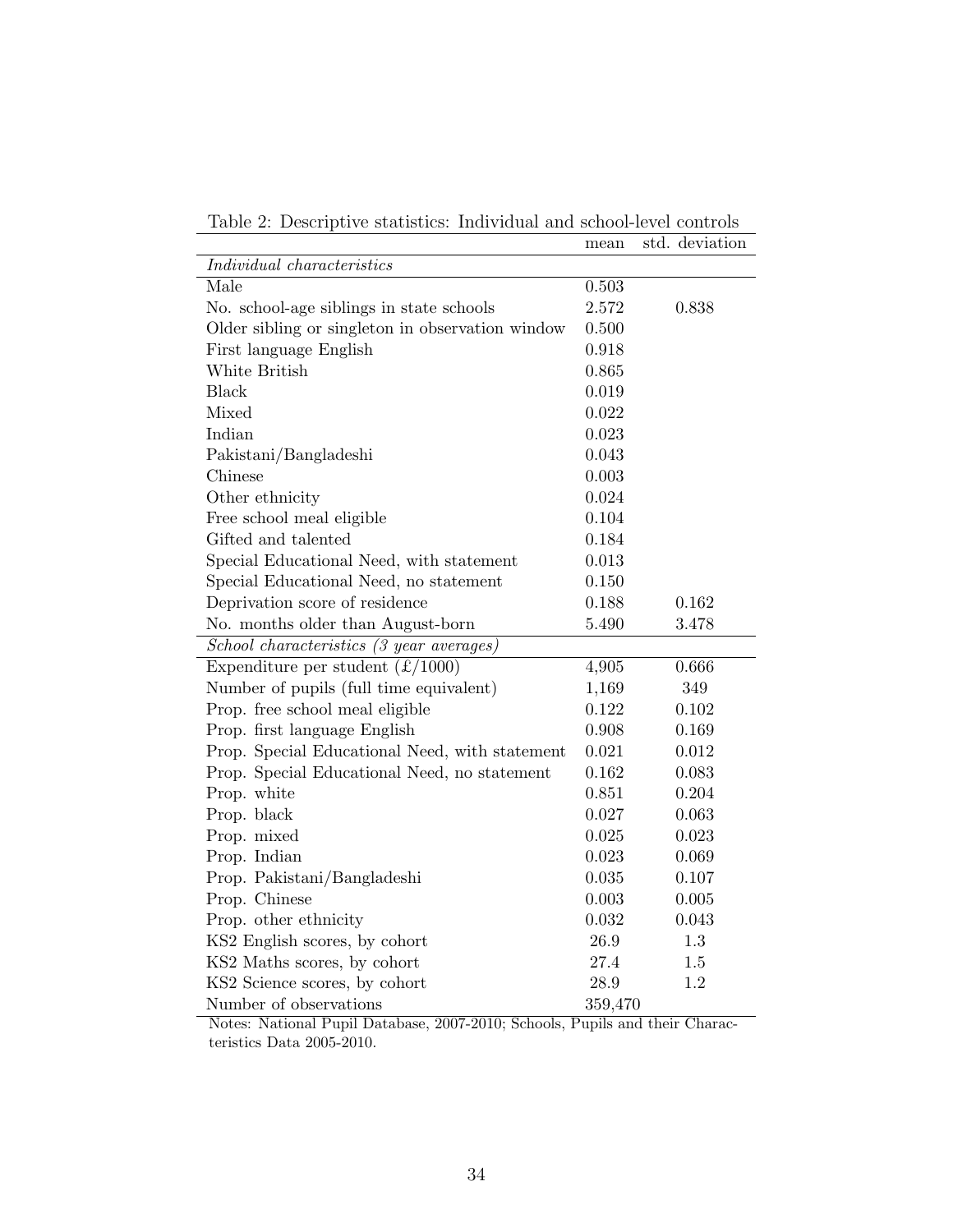Table 2: Descriptive statistics: Individual and school-level controls

| | mean | std. deviation |
|---|---|---|
| *Individual characteristics* | | |
| Male | 0.503 | |
| No. school-age siblings in state schools | 2.572 | 0.838 |
| Older sibling or singleton in observation window | 0.500 | |
| First language English | 0.918 | |
| White British | 0.865 | |
| Black | 0.019 | |
| Mixed | 0.022 | |
| Indian | 0.023 | |
| Pakistani/Bangladeshi | 0.043 | |
| Chinese | 0.003 | |
| Other ethnicity | 0.024 | |
| Free school meal eligible | 0.104 | |
| Gifted and talented | 0.184 | |
| Special Educational Need, with statement | 0.013 | |
| Special Educational Need, no statement | 0.150 | |
| Deprivation score of residence | 0.188 | 0.162 |
| No. months older than August-born | 5.490 | 3.478 |
| *School characteristics (3 year averages)* | | |
| Expenditure per student (£/1000) | 4,905 | 0.666 |
| Number of pupils (full time equivalent) | 1,169 | 349 |
| Prop. free school meal eligible | 0.122 | 0.102 |
| Prop. first language English | 0.908 | 0.169 |
| Prop. Special Educational Need, with statement | 0.021 | 0.012 |
| Prop. Special Educational Need, no statement | 0.162 | 0.083 |
| Prop. white | 0.851 | 0.204 |
| Prop. black | 0.027 | 0.063 |
| Prop. mixed | 0.025 | 0.023 |
| Prop. Indian | 0.023 | 0.069 |
| Prop. Pakistani/Bangladeshi | 0.035 | 0.107 |
| Prop. Chinese | 0.003 | 0.005 |
| Prop. other ethnicity | 0.032 | 0.043 |
| KS2 English scores, by cohort | 26.9 | 1.3 |
| KS2 Maths scores, by cohort | 27.4 | 1.5 |
| KS2 Science scores, by cohort | 28.9 | 1.2 |
| Number of observations | 359,470 | |

Notes: National Pupil Database, 2007-2010; Schools, Pupils and their Characteristics Data 2005-2010.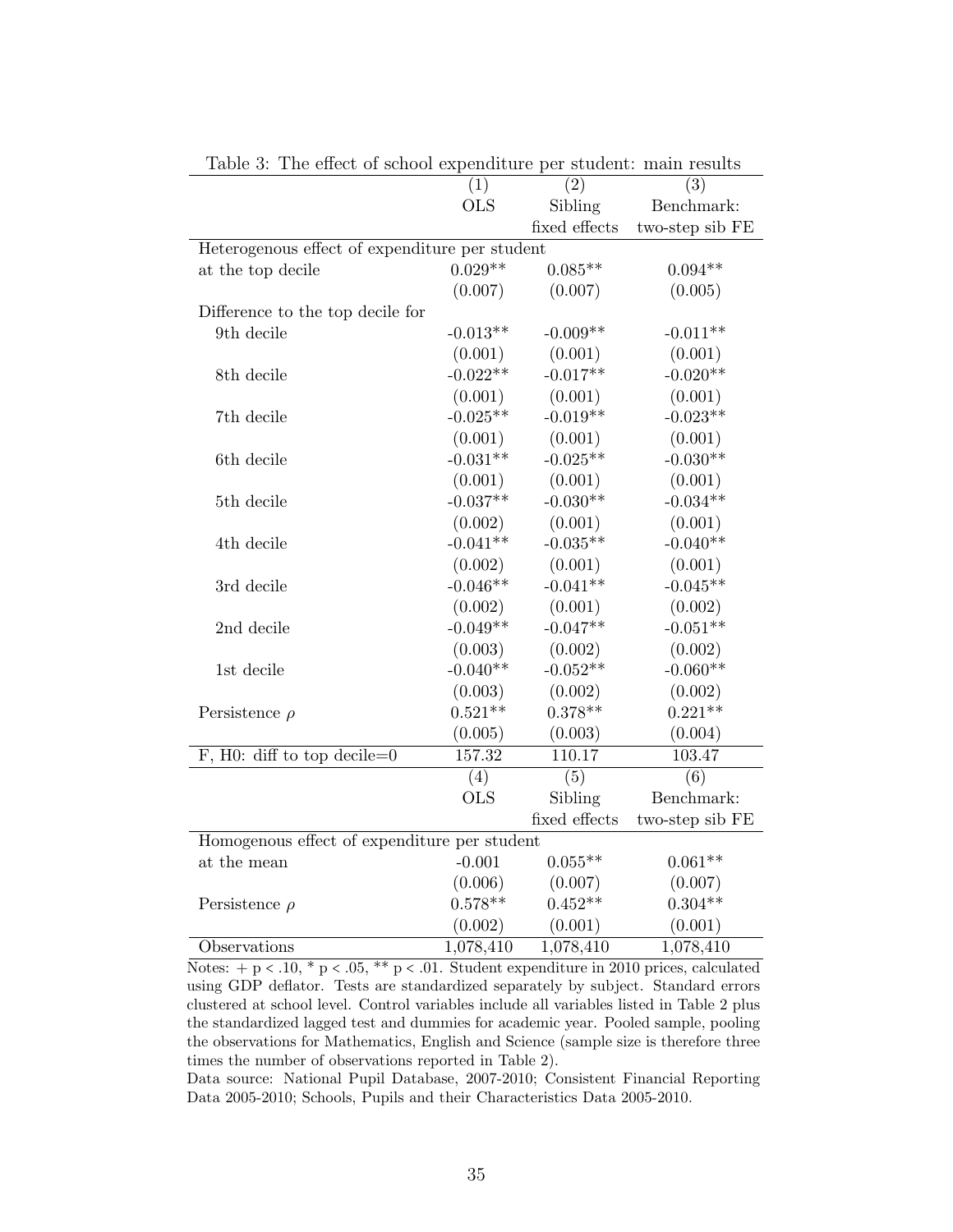Table 3: The effect of school expenditure per student: main results

| | (1) | (2) | (3) |
|---|---|---|---|
| | OLS | Sibling fixed effects | Benchmark: two-step sib FE |
| Heterogenous effect of expenditure per student | | | |
| at the top decile | 0.029** | 0.085** | 0.094** |
| | (0.007) | (0.007) | (0.005) |
| Difference to the top decile for | | | |
| 9th decile | -0.013** | -0.009** | -0.011** |
| | (0.001) | (0.001) | (0.001) |
| 8th decile | -0.022** | -0.017** | -0.020** |
| | (0.001) | (0.001) | (0.001) |
| 7th decile | -0.025** | -0.019** | -0.023** |
| | (0.001) | (0.001) | (0.001) |
| 6th decile | -0.031** | -0.025** | -0.030** |
| | (0.001) | (0.001) | (0.001) |
| 5th decile | -0.037** | -0.030** | -0.034** |
| | (0.002) | (0.001) | (0.001) |
| 4th decile | -0.041** | -0.035** | -0.040** |
| | (0.002) | (0.001) | (0.001) |
| 3rd decile | -0.046** | -0.041** | -0.045** |
| | (0.002) | (0.001) | (0.002) |
| 2nd decile | -0.049** | -0.047** | -0.051** |
| | (0.003) | (0.002) | (0.002) |
| 1st decile | -0.040** | -0.052** | -0.060** |
| | (0.003) | (0.002) | (0.002) |
| Persistence $\rho$ | 0.521** | 0.378** | 0.221** |
| | (0.005) | (0.003) | (0.004) |
| F, H0: diff to top decile=0 | 157.32 | 110.17 | 103.47 |
| | (4) | (5) | (6) |
| | OLS | Sibling fixed effects | Benchmark: two-step sib FE |
| Homogenous effect of expenditure per student | | | |
| at the mean | -0.001 | 0.055** | 0.061** |
| | (0.006) | (0.007) | (0.007) |
| Persistence $\rho$ | 0.578** | 0.452** | 0.304** |
| | (0.002) | (0.001) | (0.001) |
| Observations | 1,078,410 | 1,078,410 | 1,078,410 |

Notes: + p < .10, * p < .05, ** p < .01. Student expenditure in 2010 prices, calculated using GDP deflator. Tests are standardized separately by subject. Standard errors clustered at school level. Control variables include all variables listed in Table 2 plus the standardized lagged test and dummies for academic year. Pooled sample, pooling the observations for Mathematics, English and Science (sample size is therefore three times the number of observations reported in Table 2).

Data source: National Pupil Database, 2007-2010; Consistent Financial Reporting Data 2005-2010; Schools, Pupils and their Characteristics Data 2005-2010.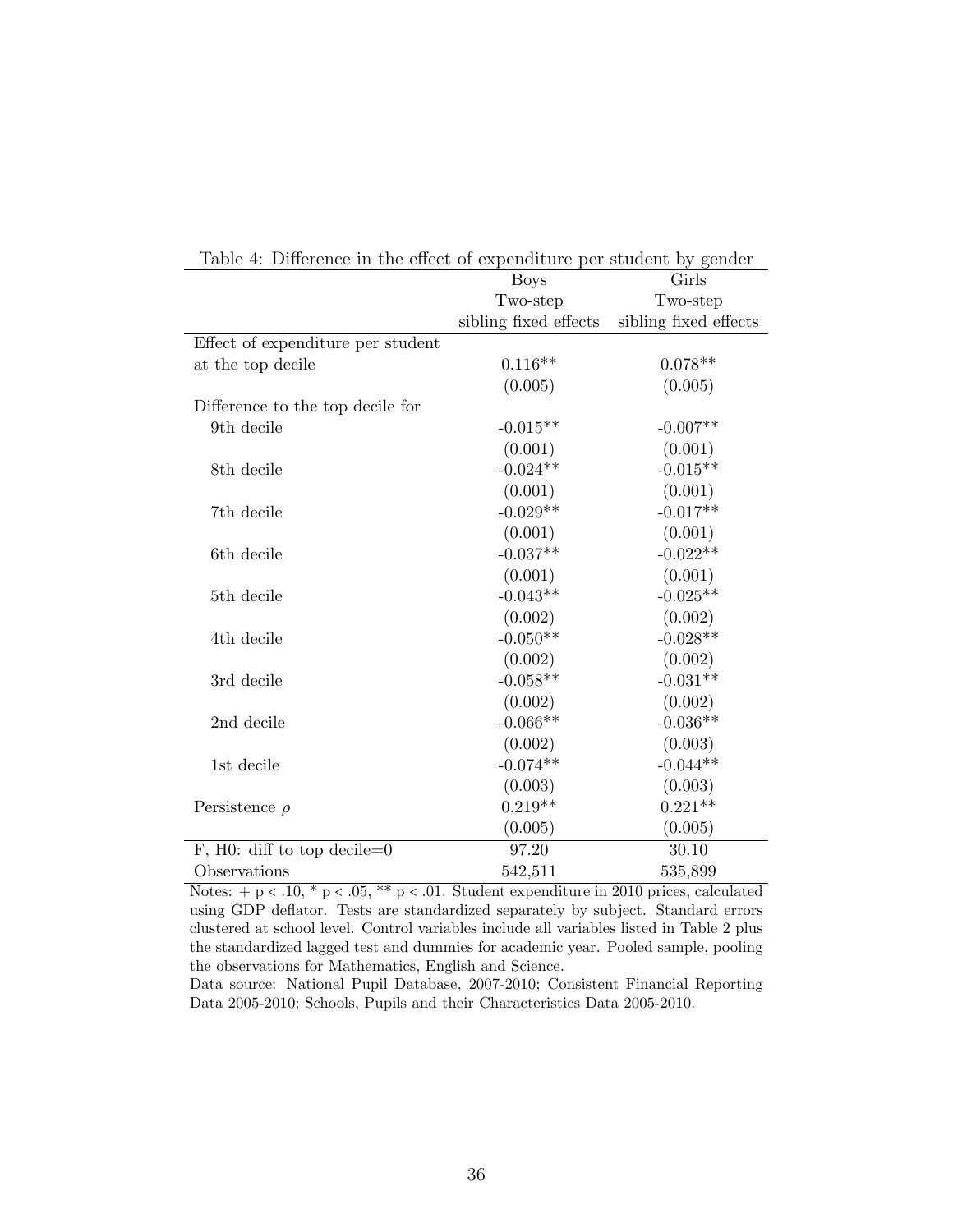Table 4: Difference in the effect of expenditure per student by gender

| | Boys | Girls |
|---|---|---|
| | Two-step | Two-step |
| | sibling fixed effects | sibling fixed effects |
| Effect of expenditure per student | | |
| at the top decile | 0.116** | 0.078** |
| | (0.005) | (0.005) |
| Difference to the top decile for | | |
| 9th decile | -0.015** | -0.007** |
| | (0.001) | (0.001) |
| 8th decile | -0.024** | -0.015** |
| | (0.001) | (0.001) |
| 7th decile | -0.029** | -0.017** |
| | (0.001) | (0.001) |
| 6th decile | -0.037** | -0.022** |
| | (0.001) | (0.001) |
| 5th decile | -0.043** | -0.025** |
| | (0.002) | (0.002) |
| 4th decile | -0.050** | -0.028** |
| | (0.002) | (0.002) |
| 3rd decile | -0.058** | -0.031** |
| | (0.002) | (0.002) |
| 2nd decile | -0.066** | -0.036** |
| | (0.002) | (0.003) |
| 1st decile | -0.074** | -0.044** |
| | (0.003) | (0.003) |
| Persistence $\rho$ | 0.219** | 0.221** |
| | (0.005) | (0.005) |
| F, H0: diff to top decile=0 | 97.20 | 30.10 |
| Observations | 542,511 | 535,899 |

Notes: + p < .10, * p < .05, ** p < .01. Student expenditure in 2010 prices, calculated using GDP deflator. Tests are standardized separately by subject. Standard errors clustered at school level. Control variables include all variables listed in Table 2 plus the standardized lagged test and dummies for academic year. Pooled sample, pooling the observations for Mathematics, English and Science.

Data source: National Pupil Database, 2007-2010; Consistent Financial Reporting Data 2005-2010; Schools, Pupils and their Characteristics Data 2005-2010.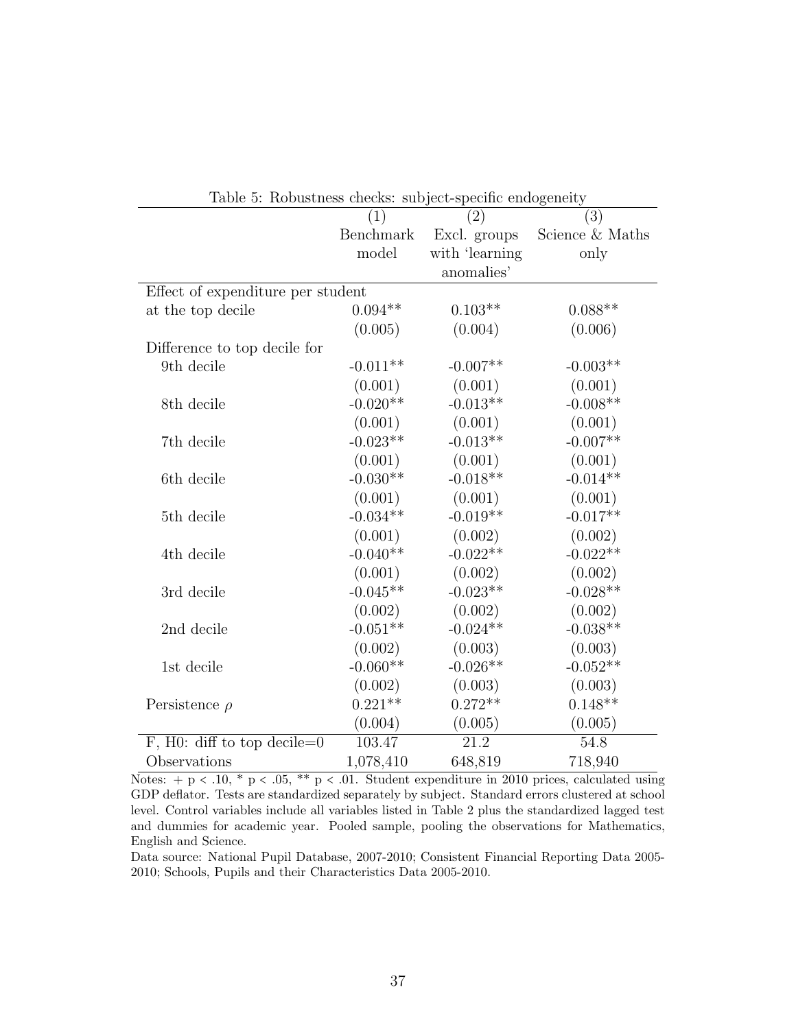Table 5: Robustness checks: subject-specific endogeneity

| | (1) Benchmark model | (2) Excl. groups with 'learning anomalies' | (3) Science & Maths only |
|---|---|---|---|
| Effect of expenditure per student | | | |
| at the top decile | 0.094** | 0.103** | 0.088** |
| | (0.005) | (0.004) | (0.006) |
| Difference to top decile for | | | |
| 9th decile | -0.011** | -0.007** | -0.003** |
| | (0.001) | (0.001) | (0.001) |
| 8th decile | -0.020** | -0.013** | -0.008** |
| | (0.001) | (0.001) | (0.001) |
| 7th decile | -0.023** | -0.013** | -0.007** |
| | (0.001) | (0.001) | (0.001) |
| 6th decile | -0.030** | -0.018** | -0.014** |
| | (0.001) | (0.001) | (0.001) |
| 5th decile | -0.034** | -0.019** | -0.017** |
| | (0.001) | (0.002) | (0.002) |
| 4th decile | -0.040** | -0.022** | -0.022** |
| | (0.001) | (0.002) | (0.002) |
| 3rd decile | -0.045** | -0.023** | -0.028** |
| | (0.002) | (0.002) | (0.002) |
| 2nd decile | -0.051** | -0.024** | -0.038** |
| | (0.002) | (0.003) | (0.003) |
| 1st decile | -0.060** | -0.026** | -0.052** |
| | (0.002) | (0.003) | (0.003) |
| Persistence $\rho$ | 0.221** | 0.272** | 0.148** |
| | (0.004) | (0.005) | (0.005) |
| F, H0: diff to top decile=0 | 103.47 | 21.2 | 54.8 |
| Observations | 1,078,410 | 648,819 | 718,940 |

Notes: + p < .10, * p < .05, ** p < .01. Student expenditure in 2010 prices, calculated using GDP deflator. Tests are standardized separately by subject. Standard errors clustered at school level. Control variables include all variables listed in Table 2 plus the standardized lagged test and dummies for academic year. Pooled sample, pooling the observations for Mathematics, English and Science.

Data source: National Pupil Database, 2007-2010; Consistent Financial Reporting Data 2005-2010; Schools, Pupils and their Characteristics Data 2005-2010.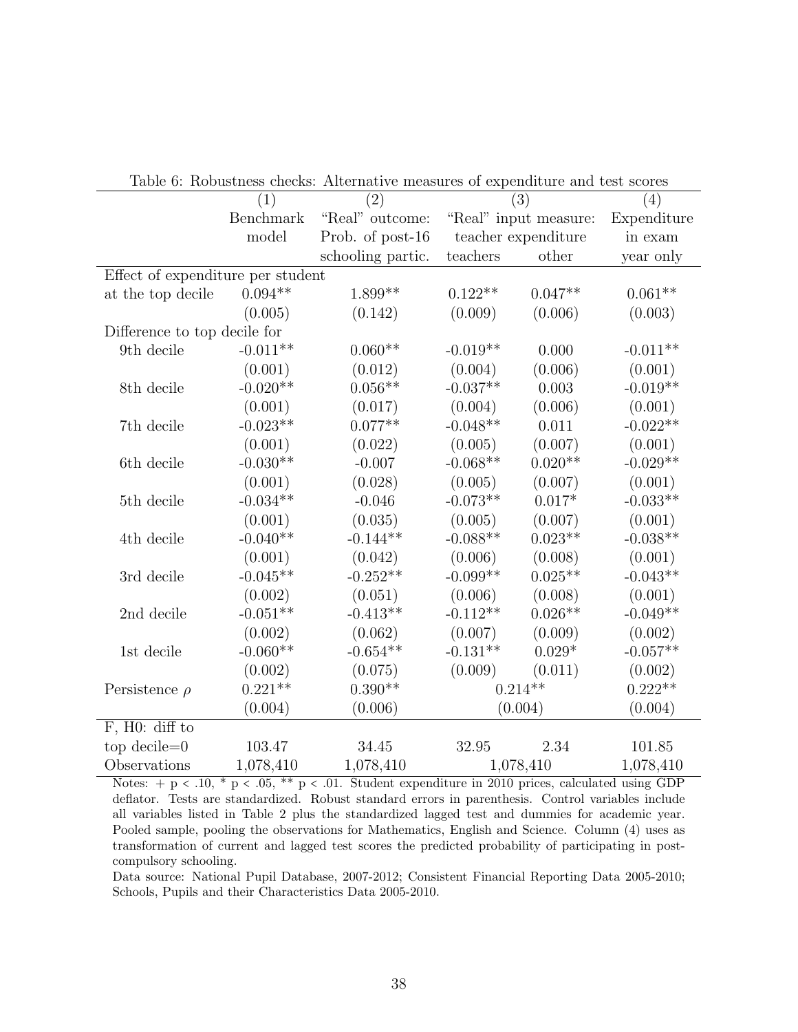Table 6: Robustness checks: Alternative measures of expenditure and test scores

| | (1) | (2) | (3) | | (4) |
|---|---|---|---|---|---|
| | Benchmark model | "Real" outcome: Prob. of post-16 schooling partic. | "Real" input measure: teacher expenditure | | Expenditure in exam year only |
| | | | teachers | other | |
| Effect of expenditure per student | | | | | |
| at the top decile | 0.094** | 1.899** | 0.122** | 0.047** | 0.061** |
| | (0.005) | (0.142) | (0.009) | (0.006) | (0.003) |
| Difference to top decile for | | | | | |
| 9th decile | -0.011** | 0.060** | -0.019** | 0.000 | -0.011** |
| | (0.001) | (0.012) | (0.004) | (0.006) | (0.001) |
| 8th decile | -0.020** | 0.056** | -0.037** | 0.003 | -0.019** |
| | (0.001) | (0.017) | (0.004) | (0.006) | (0.001) |
| 7th decile | -0.023** | 0.077** | -0.048** | 0.011 | -0.022** |
| | (0.001) | (0.022) | (0.005) | (0.007) | (0.001) |
| 6th decile | -0.030** | -0.007 | -0.068** | 0.020** | -0.029** |
| | (0.001) | (0.028) | (0.005) | (0.007) | (0.001) |
| 5th decile | -0.034** | -0.046 | -0.073** | 0.017* | -0.033** |
| | (0.001) | (0.035) | (0.005) | (0.007) | (0.001) |
| 4th decile | -0.040** | -0.144** | -0.088** | 0.023** | -0.038** |
| | (0.001) | (0.042) | (0.006) | (0.008) | (0.001) |
| 3rd decile | -0.045** | -0.252** | -0.099** | 0.025** | -0.043** |
| | (0.002) | (0.051) | (0.006) | (0.008) | (0.001) |
| 2nd decile | -0.051** | -0.413** | -0.112** | 0.026** | -0.049** |
| | (0.002) | (0.062) | (0.007) | (0.009) | (0.002) |
| 1st decile | -0.060** | -0.654** | -0.131** | 0.029* | -0.057** |
| | (0.002) | (0.075) | (0.009) | (0.011) | (0.002) |
| Persistence $\rho$ | 0.221** | 0.390** | 0.214** | | 0.222** |
| | (0.004) | (0.006) | (0.004) | | (0.004) |
| F, H0: diff to top decile=0 | 103.47 | 34.45 | 32.95 | 2.34 | 101.85 |
| Observations | 1,078,410 | 1,078,410 | 1,078,410 | | 1,078,410 |

Notes: + p < .10, * p < .05, ** p < .01. Student expenditure in 2010 prices, calculated using GDP deflator. Tests are standardized. Robust standard errors in parenthesis. Control variables include all variables listed in Table 2 plus the standardized lagged test and dummies for academic year. Pooled sample, pooling the observations for Mathematics, English and Science. Column (4) uses as transformation of current and lagged test scores the predicted probability of participating in post-compulsory schooling.

Data source: National Pupil Database, 2007-2012; Consistent Financial Reporting Data 2005-2010; Schools, Pupils and their Characteristics Data 2005-2010.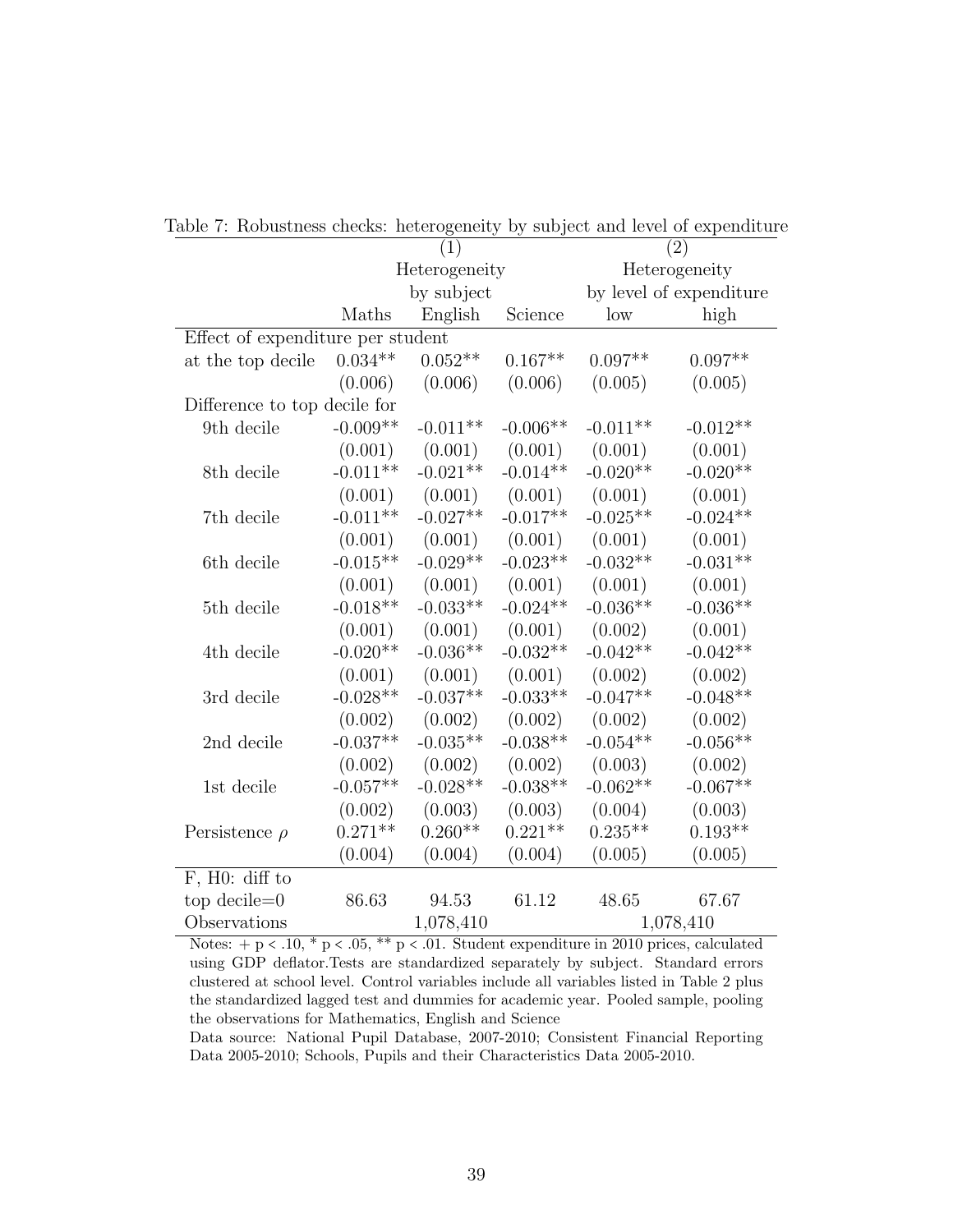Table 7: Robustness checks: heterogeneity by subject and level of expenditure

| | (1) Heterogeneity by subject | | | (2) Heterogeneity by level of expenditure | |
|---|---|---|---|---|---|
| | Maths | English | Science | low | high |
| Effect of expenditure per student | | | | | |
| at the top decile | 0.034** | 0.052** | 0.167** | 0.097** | 0.097** |
| | (0.006) | (0.006) | (0.006) | (0.005) | (0.005) |
| Difference to top decile for | | | | | |
| 9th decile | -0.009** | -0.011** | -0.006** | -0.011** | -0.012** |
| | (0.001) | (0.001) | (0.001) | (0.001) | (0.001) |
| 8th decile | -0.011** | -0.021** | -0.014** | -0.020** | -0.020** |
| | (0.001) | (0.001) | (0.001) | (0.001) | (0.001) |
| 7th decile | -0.011** | -0.027** | -0.017** | -0.025** | -0.024** |
| | (0.001) | (0.001) | (0.001) | (0.001) | (0.001) |
| 6th decile | -0.015** | -0.029** | -0.023** | -0.032** | -0.031** |
| | (0.001) | (0.001) | (0.001) | (0.001) | (0.001) |
| 5th decile | -0.018** | -0.033** | -0.024** | -0.036** | -0.036** |
| | (0.001) | (0.001) | (0.001) | (0.002) | (0.001) |
| 4th decile | -0.020** | -0.036** | -0.032** | -0.042** | -0.042** |
| | (0.001) | (0.001) | (0.001) | (0.002) | (0.002) |
| 3rd decile | -0.028** | -0.037** | -0.033** | -0.047** | -0.048** |
| | (0.002) | (0.002) | (0.002) | (0.002) | (0.002) |
| 2nd decile | -0.037** | -0.035** | -0.038** | -0.054** | -0.056** |
| | (0.002) | (0.002) | (0.002) | (0.003) | (0.002) |
| 1st decile | -0.057** | -0.028** | -0.038** | -0.062** | -0.067** |
| | (0.002) | (0.003) | (0.003) | (0.004) | (0.003) |
| Persistence $\rho$ | 0.271** | 0.260** | 0.221** | 0.235** | 0.193** |
| | (0.004) | (0.004) | (0.004) | (0.005) | (0.005) |
| F, H0: diff to top decile=0 | 86.63 | 94.53 | 61.12 | 48.65 | 67.67 |
| Observations | | 1,078,410 | | 1,078,410 | |

Notes: + p < .10, * p < .05, ** p < .01. Student expenditure in 2010 prices, calculated using GDP deflator.Tests are standardized separately by subject. Standard errors clustered at school level. Control variables include all variables listed in Table 2 plus the standardized lagged test and dummies for academic year. Pooled sample, pooling the observations for Mathematics, English and Science

Data source: National Pupil Database, 2007-2010; Consistent Financial Reporting Data 2005-2010; Schools, Pupils and their Characteristics Data 2005-2010.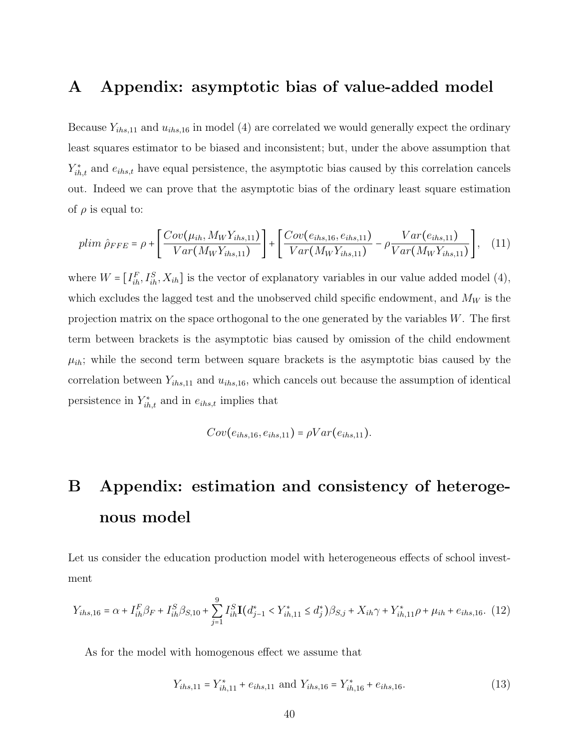# A Appendix: asymptotic bias of value-added model

Because $Y_{ihs,11}$ and $u_{ihs,16}$ in model (4) are correlated we would generally expect the ordinary least squares estimator to be biased and inconsistent; but, under the above assumption that $Y^*_{ih,t}$ and $e_{ihs,t}$ have equal persistence, the asymptotic bias caused by this correlation cancels out. Indeed we can prove that the asymptotic bias of the ordinary least square estimation of $\rho$ is equal to:

$$plim\ \hat{\rho}_{FFE} = \rho + \left[\frac{Cov(\mu_{ih}, M_W Y_{ihs,11})}{Var(M_W Y_{ihs,11})}\right] + \left[\frac{Cov(e_{ihs,16}, e_{ihs,11})}{Var(M_W Y_{ihs,11})} - \rho \frac{Var(e_{ihs,11})}{Var(M_W Y_{ihs,11})}\right], \quad (11)$$

where $W = [I^F_{ih}, I^S_{ih}, X_{ih}]$ is the vector of explanatory variables in our value added model (4), which excludes the lagged test and the unobserved child specific endowment, and $M_W$ is the projection matrix on the space orthogonal to the one generated by the variables $W$. The first term between brackets is the asymptotic bias caused by omission of the child endowment $\mu_{ih}$; while the second term between square brackets is the asymptotic bias caused by the correlation between $Y_{ihs,11}$ and $u_{ihs,16}$, which cancels out because the assumption of identical persistence in $Y^*_{ih,t}$ and in $e_{ihs,t}$ implies that

$$Cov(e_{ihs,16}, e_{ihs,11}) = \rho Var(e_{ihs,11}).$$

# B Appendix: estimation and consistency of heterogenous model

Let us consider the education production model with heterogeneous effects of school investment

$$Y_{ihs,16} = \alpha + I^F_{ih}\beta_F + I^S_{ih}\beta_{S,10} + \sum_{j=1}^{9} I^S_{ih}\mathbf{I}(d^*_{j-1} < Y^*_{ih,11} \leq d^*_j)\beta_{S,j} + X_{ih}\gamma + Y^*_{ih,11}\rho + \mu_{ih} + e_{ihs,16}. \quad (12)$$

As for the model with homogenous effect we assume that

$$Y_{ihs,11} = Y^*_{ih,11} + e_{ihs,11} \text{ and } Y_{ihs,16} = Y^*_{ih,16} + e_{ihs,16}. \quad (13)$$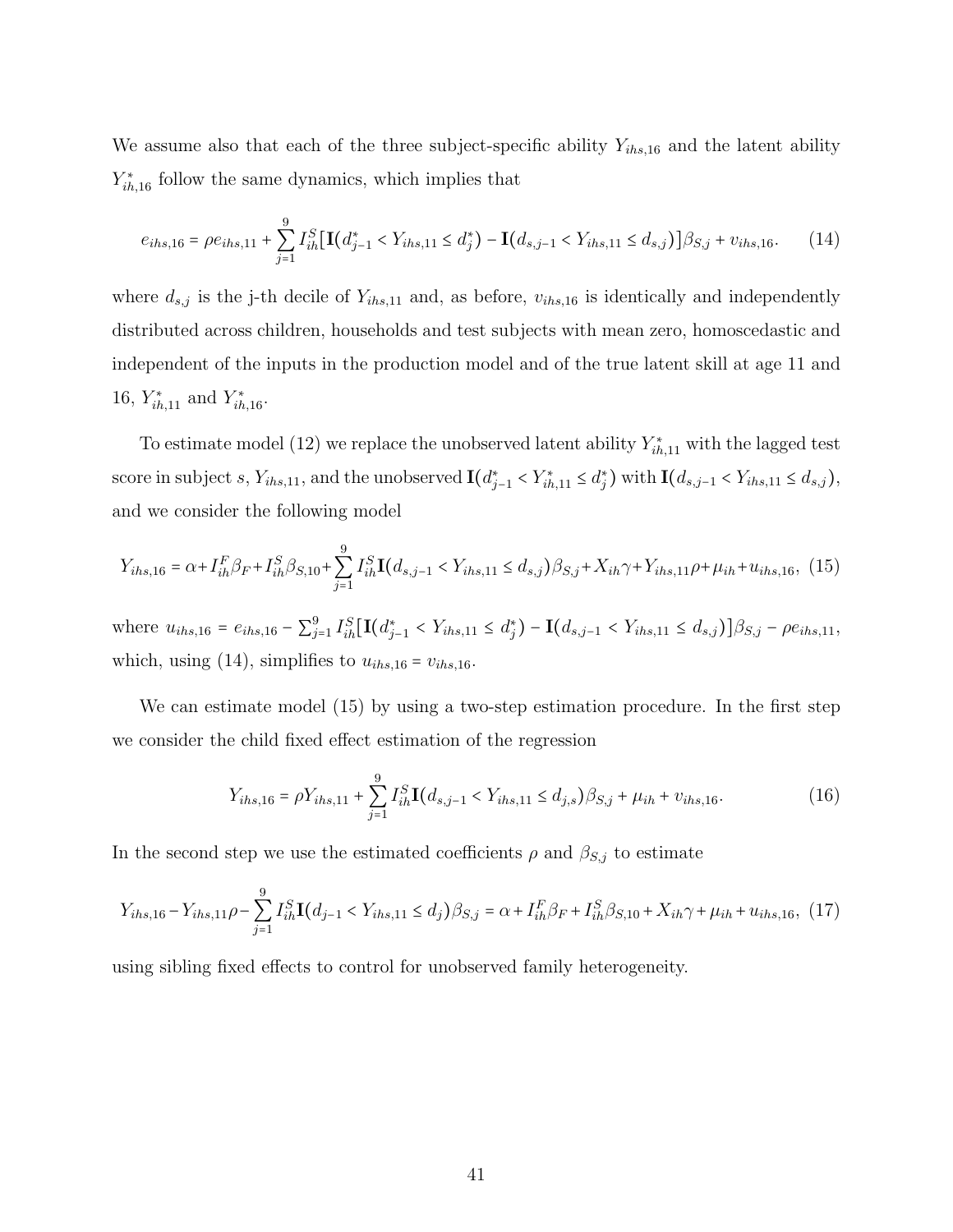We assume also that each of the three subject-specific ability $Y_{ihs,16}$ and the latent ability $Y^*_{ih,16}$ follow the same dynamics, which implies that

$$e_{ihs,16} = \rho e_{ihs,11} + \sum_{j=1}^{9} I^S_{ih}\big[\mathbf{I}(d^*_{j-1} < Y_{ihs,11} \leq d^*_j) - \mathbf{I}(d_{s,j-1} < Y_{ihs,11} \leq d_{s,j})\big]\beta_{S,j} + v_{ihs,16}. \tag{14}$$

where $d_{s,j}$ is the j-th decile of $Y_{ihs,11}$ and, as before, $v_{ihs,16}$ is identically and independently distributed across children, households and test subjects with mean zero, homoscedastic and independent of the inputs in the production model and of the true latent skill at age 11 and 16, $Y^*_{ih,11}$ and $Y^*_{ih,16}$.

To estimate model (12) we replace the unobserved latent ability $Y^*_{ih,11}$ with the lagged test score in subject $s$, $Y_{ihs,11}$, and the unobserved $\mathbf{I}(d^*_{j-1} < Y^*_{ih,11} \leq d^*_j)$ with $\mathbf{I}(d_{s,j-1} < Y_{ihs,11} \leq d_{s,j})$, and we consider the following model

$$Y_{ihs,16} = \alpha + I^F_{ih}\beta_F + I^S_{ih}\beta_{S,10} + \sum_{j=1}^{9} I^S_{ih}\mathbf{I}(d_{s,j-1} < Y_{ihs,11} \leq d_{s,j})\beta_{S,j} + X_{ih}\gamma + Y_{ihs,11}\rho + \mu_{ih} + u_{ihs,16}, \tag{15}$$

where $u_{ihs,16} = e_{ihs,16} - \sum_{j=1}^{9} I^S_{ih}\big[\mathbf{I}(d^*_{j-1} < Y_{ihs,11} \leq d^*_j) - \mathbf{I}(d_{s,j-1} < Y_{ihs,11} \leq d_{s,j})\big]\beta_{S,j} - \rho e_{ihs,11}$, which, using (14), simplifies to $u_{ihs,16} = v_{ihs,16}$.

We can estimate model (15) by using a two-step estimation procedure. In the first step we consider the child fixed effect estimation of the regression

$$Y_{ihs,16} = \rho Y_{ihs,11} + \sum_{j=1}^{9} I^S_{ih}\mathbf{I}(d_{s,j-1} < Y_{ihs,11} \leq d_{j,s})\beta_{S,j} + \mu_{ih} + v_{ihs,16}. \tag{16}$$

In the second step we use the estimated coefficients $\rho$ and $\beta_{S,j}$ to estimate

$$Y_{ihs,16} - Y_{ihs,11}\rho - \sum_{j=1}^{9} I^S_{ih}\mathbf{I}(d_{j-1} < Y_{ihs,11} \leq d_j)\beta_{S,j} = \alpha + I^F_{ih}\beta_F + I^S_{ih}\beta_{S,10} + X_{ih}\gamma + \mu_{ih} + u_{ihs,16}, \tag{17}$$

using sibling fixed effects to control for unobserved family heterogeneity.